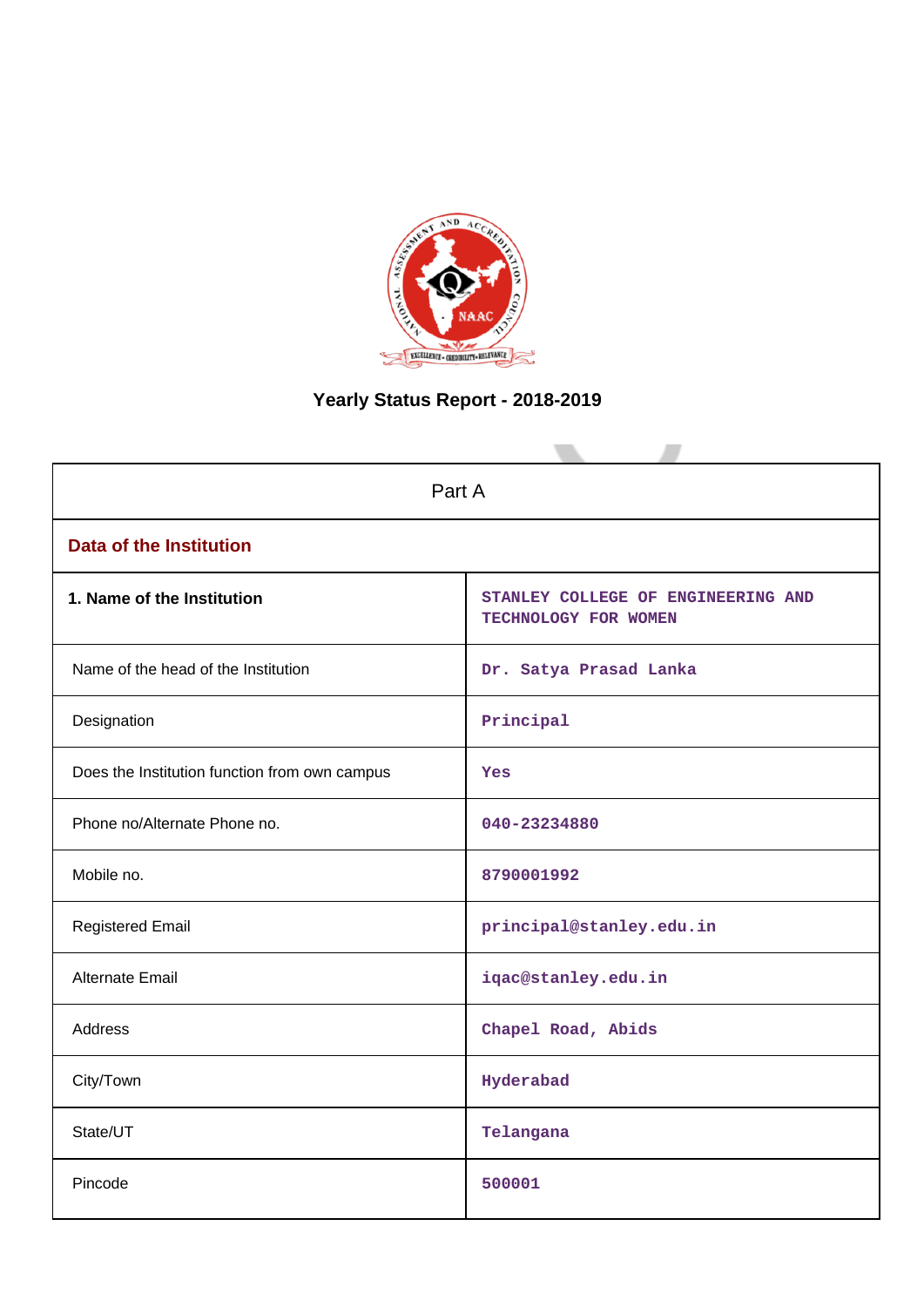# Yearly Status Report - 2018-2019

| Part A | |
|---|---|
| **Data of the Institution** | |
| **1. Name of the Institution** | STANLEY COLLEGE OF ENGINEERING AND TECHNOLOGY FOR WOMEN |
| Name of the head of the Institution | Dr. Satya Prasad Lanka |
| Designation | Principal |
| Does the Institution function from own campus | Yes |
| Phone no/Alternate Phone no. | 040-23234880 |
| Mobile no. | 8790001992 |
| Registered Email | principal@stanley.edu.in |
| Alternate Email | iqac@stanley.edu.in |
| Address | Chapel Road, Abids |
| City/Town | Hyderabad |
| State/UT | Telangana |
| Pincode | 500001 |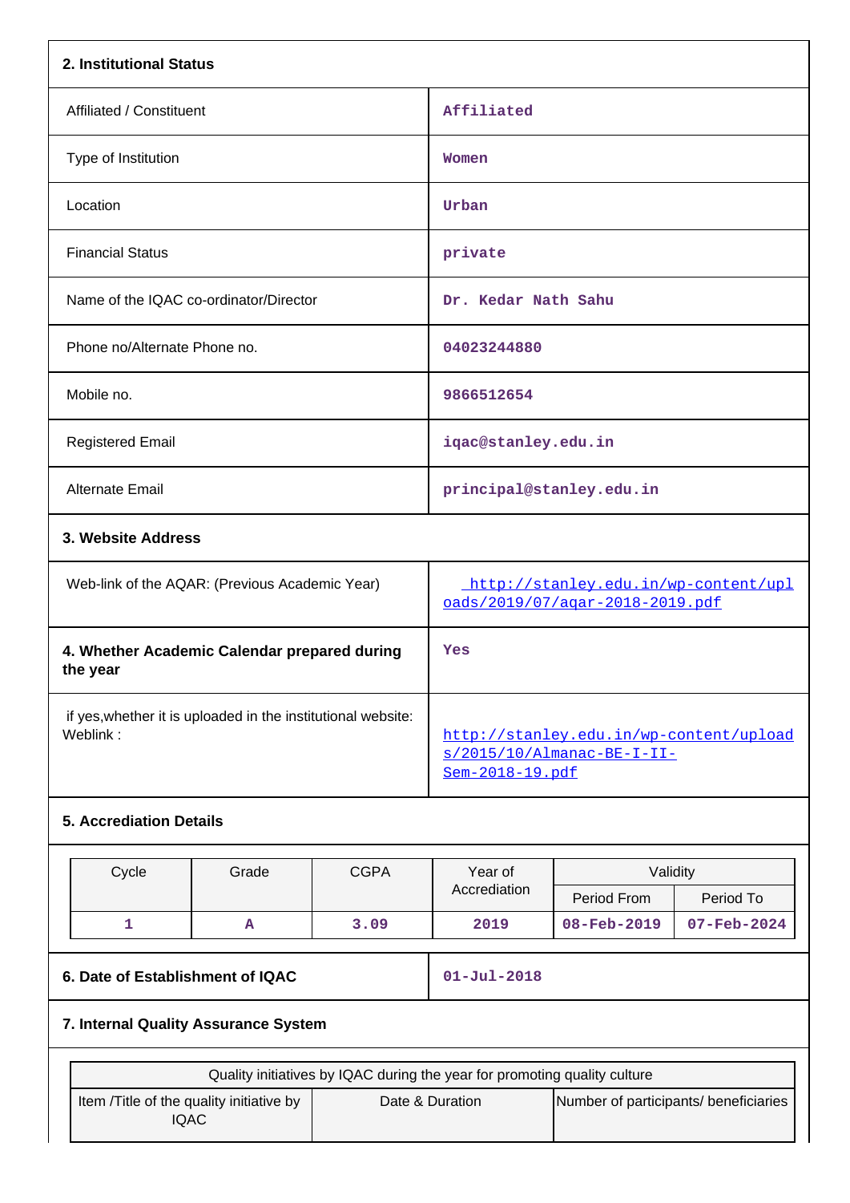| 2. Institutional Status | |
|---|---|
| Affiliated / Constituent | Affiliated |
| Type of Institution | Women |
| Location | Urban |
| Financial Status | private |
| Name of the IQAC co-ordinator/Director | Dr. Kedar Nath Sahu |
| Phone no/Alternate Phone no. | 04023244880 |
| Mobile no. | 9866512654 |
| Registered Email | iqac@stanley.edu.in |
| Alternate Email | principal@stanley.edu.in |

| 3. Website Address | |
|---|---|
| Web-link of the AQAR: (Previous Academic Year) | http://stanley.edu.in/wp-content/uploads/2019/07/aqar-2018-2019.pdf |
| **4. Whether Academic Calendar prepared during the year** | Yes |
| if yes,whether it is uploaded in the institutional website: Weblink : | http://stanley.edu.in/wp-content/uploads/2015/10/Almanac-BE-I-II-Sem-2018-19.pdf |

**5. Accrediation Details**

| Cycle | Grade | CGPA | Year of Accrediation | Validity | |
|---|---|---|---|---|---|
| | | | | Period From | Period To |
| 1 | A | 3.09 | 2019 | 08-Feb-2019 | 07-Feb-2024 |

| 6. Date of Establishment of IQAC | 01-Jul-2018 |
|---|---|

**7. Internal Quality Assurance System**

| Quality initiatives by IQAC during the year for promoting quality culture | | |
|---|---|---|
| Item /Title of the quality initiative by IQAC | Date & Duration | Number of participants/ beneficiaries |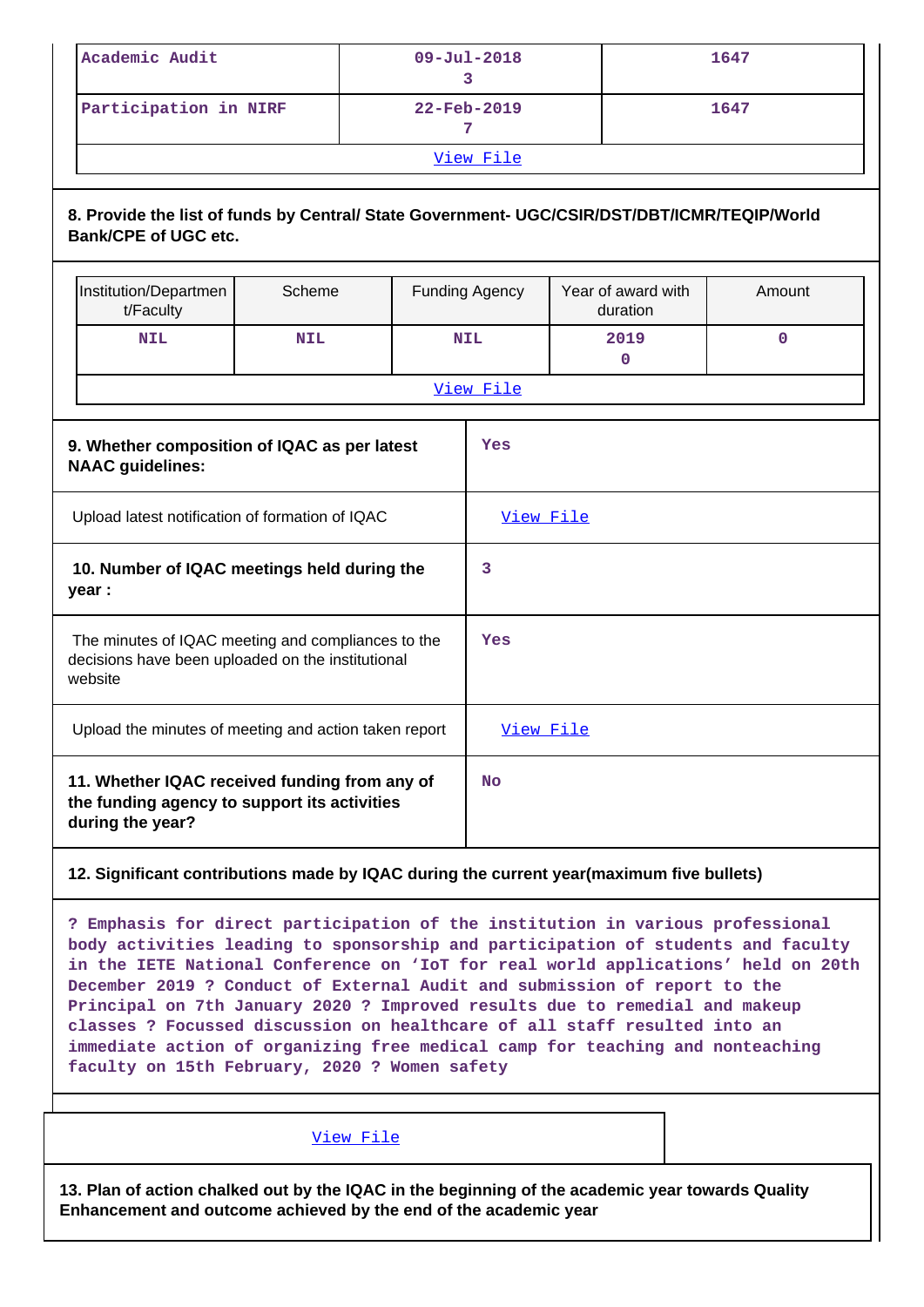| | | |
|---|---|---|
| Academic Audit | 09-Jul-2018<br>3 | 1647 |
| Participation in NIRF | 22-Feb-2019<br>7 | 1647 |
| [View File](#) | | |

**8. Provide the list of funds by Central/ State Government- UGC/CSIR/DST/DBT/ICMR/TEQIP/World Bank/CPE of UGC etc.**

| Institution/Department/Faculty | Scheme | Funding Agency | Year of award with duration | Amount |
|---|---|---|---|---|
| NIL | NIL | NIL | 2019<br>0 | 0 |
| [View File](#) | | | | |

| | |
|---|---|
| **9. Whether composition of IQAC as per latest NAAC guidelines:** | Yes |
| Upload latest notification of formation of IQAC | [View File](#) |
| **10. Number of IQAC meetings held during the year :** | 3 |
| The minutes of IQAC meeting and compliances to the decisions have been uploaded on the institutional website | Yes |
| Upload the minutes of meeting and action taken report | [View File](#) |
| **11. Whether IQAC received funding from any of the funding agency to support its activities during the year?** | No |

**12. Significant contributions made by IQAC during the current year(maximum five bullets)**

? Emphasis for direct participation of the institution in various professional body activities leading to sponsorship and participation of students and faculty in the IETE National Conference on 'IoT for real world applications' held on 20th December 2019 ? Conduct of External Audit and submission of report to the Principal on 7th January 2020 ? Improved results due to remedial and makeup classes ? Focussed discussion on healthcare of all staff resulted into an immediate action of organizing free medical camp for teaching and nonteaching faculty on 15th February, 2020 ? Women safety

[View File](#)

**13. Plan of action chalked out by the IQAC in the beginning of the academic year towards Quality Enhancement and outcome achieved by the end of the academic year**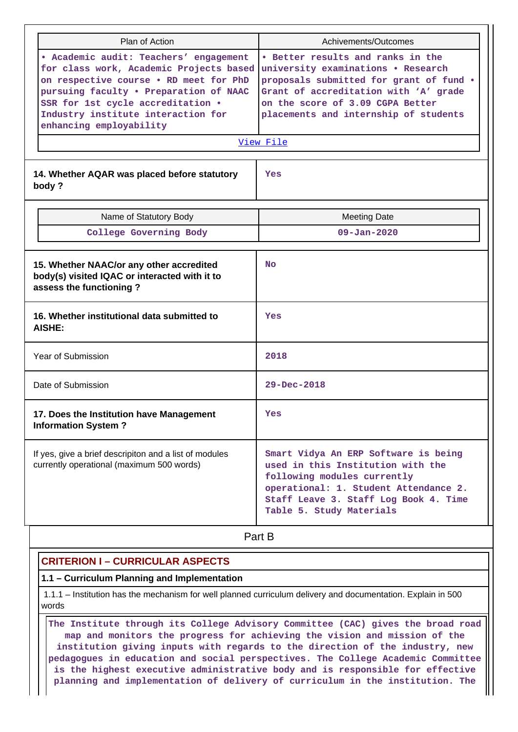| Plan of Action | Achivements/Outcomes |
|---|---|
| • Academic audit: Teachers' engagement for class work, Academic Projects based on respective course • RD meet for PhD pursuing faculty • Preparation of NAAC SSR for 1st cycle accreditation • Industry institute interaction for enhancing employability | • Better results and ranks in the university examinations • Research proposals submitted for grant of fund • Grant of accreditation with 'A' grade on the score of 3.09 CGPA Better placements and internship of students |

View File

| | |
|---|---|
| **14. Whether AQAR was placed before statutory body ?** | Yes |

| Name of Statutory Body | Meeting Date |
|---|---|
| College Governing Body | 09-Jan-2020 |

| | |
|---|---|
| **15. Whether NAAC/or any other accredited body(s) visited IQAC or interacted with it to assess the functioning ?** | No |
| **16. Whether institutional data submitted to AISHE:** | Yes |
| Year of Submission | 2018 |
| Date of Submission | 29-Dec-2018 |
| **17. Does the Institution have Management Information System ?** | Yes |
| If yes, give a brief descripiton and a list of modules currently operational (maximum 500 words) | Smart Vidya An ERP Software is being used in this Institution with the following modules currently operational: 1. Student Attendance 2. Staff Leave 3. Staff Log Book 4. Time Table 5. Study Materials |

## Part B

### CRITERION I – CURRICULAR ASPECTS

**1.1 – Curriculum Planning and Implementation**

1.1.1 – Institution has the mechanism for well planned curriculum delivery and documentation. Explain in 500 words

The Institute through its College Advisory Committee (CAC) gives the broad road map and monitors the progress for achieving the vision and mission of the institution giving inputs with regards to the direction of the industry, new pedagogues in education and social perspectives. The College Academic Committee is the highest executive administrative body and is responsible for effective planning and implementation of delivery of curriculum in the institution. The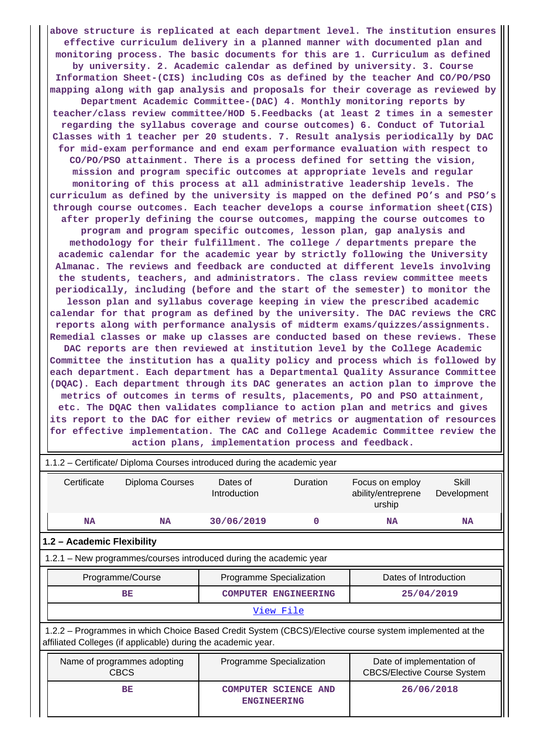above structure is replicated at each department level. The institution ensures effective curriculum delivery in a planned manner with documented plan and monitoring process. The basic documents for this are 1. Curriculum as defined by university. 2. Academic calendar as defined by university. 3. Course Information Sheet-(CIS) including COs as defined by the teacher And CO/PO/PSO mapping along with gap analysis and proposals for their coverage as reviewed by Department Academic Committee-(DAC) 4. Monthly monitoring reports by teacher/class review committee/HOD 5.Feedbacks (at least 2 times in a semester regarding the syllabus coverage and course outcomes) 6. Conduct of Tutorial Classes with 1 teacher per 20 students. 7. Result analysis periodically by DAC for mid-exam performance and end exam performance evaluation with respect to CO/PO/PSO attainment. There is a process defined for setting the vision, mission and program specific outcomes at appropriate levels and regular monitoring of this process at all administrative leadership levels. The curriculum as defined by the university is mapped on the defined PO's and PSO's through course outcomes. Each teacher develops a course information sheet(CIS) after properly defining the course outcomes, mapping the course outcomes to program and program specific outcomes, lesson plan, gap analysis and methodology for their fulfillment. The college / departments prepare the academic calendar for the academic year by strictly following the University Almanac. The reviews and feedback are conducted at different levels involving the students, teachers, and administrators. The class review committee meets periodically, including (before and the start of the semester) to monitor the lesson plan and syllabus coverage keeping in view the prescribed academic calendar for that program as defined by the university. The DAC reviews the CRC reports along with performance analysis of midterm exams/quizzes/assignments. Remedial classes or make up classes are conducted based on these reviews. These DAC reports are then reviewed at institution level by the College Academic Committee the institution has a quality policy and process which is followed by each department. Each department has a Departmental Quality Assurance Committee (DQAC). Each department through its DAC generates an action plan to improve the metrics of outcomes in terms of results, placements, PO and PSO attainment, etc. The DQAC then validates compliance to action plan and metrics and gives its report to the DAC for either review of metrics or augmentation of resources for effective implementation. The CAC and College Academic Committee review the action plans, implementation process and feedback.

1.1.2 – Certificate/ Diploma Courses introduced during the academic year

| Certificate | Diploma Courses | Dates of Introduction | Duration | Focus on employ ability/entreprene urship | Skill Development |
|---|---|---|---|---|---|
| NA | NA | 30/06/2019 | 0 | NA | NA |

## 1.2 – Academic Flexibility

1.2.1 – New programmes/courses introduced during the academic year

| Programme/Course | Programme Specialization | Dates of Introduction |
|---|---|---|
| BE | COMPUTER ENGINEERING | 25/04/2019 |

View File

1.2.2 – Programmes in which Choice Based Credit System (CBCS)/Elective course system implemented at the affiliated Colleges (if applicable) during the academic year.

| Name of programmes adopting CBCS | Programme Specialization | Date of implementation of CBCS/Elective Course System |
|---|---|---|
| BE | COMPUTER SCIENCE AND ENGINEERING | 26/06/2018 |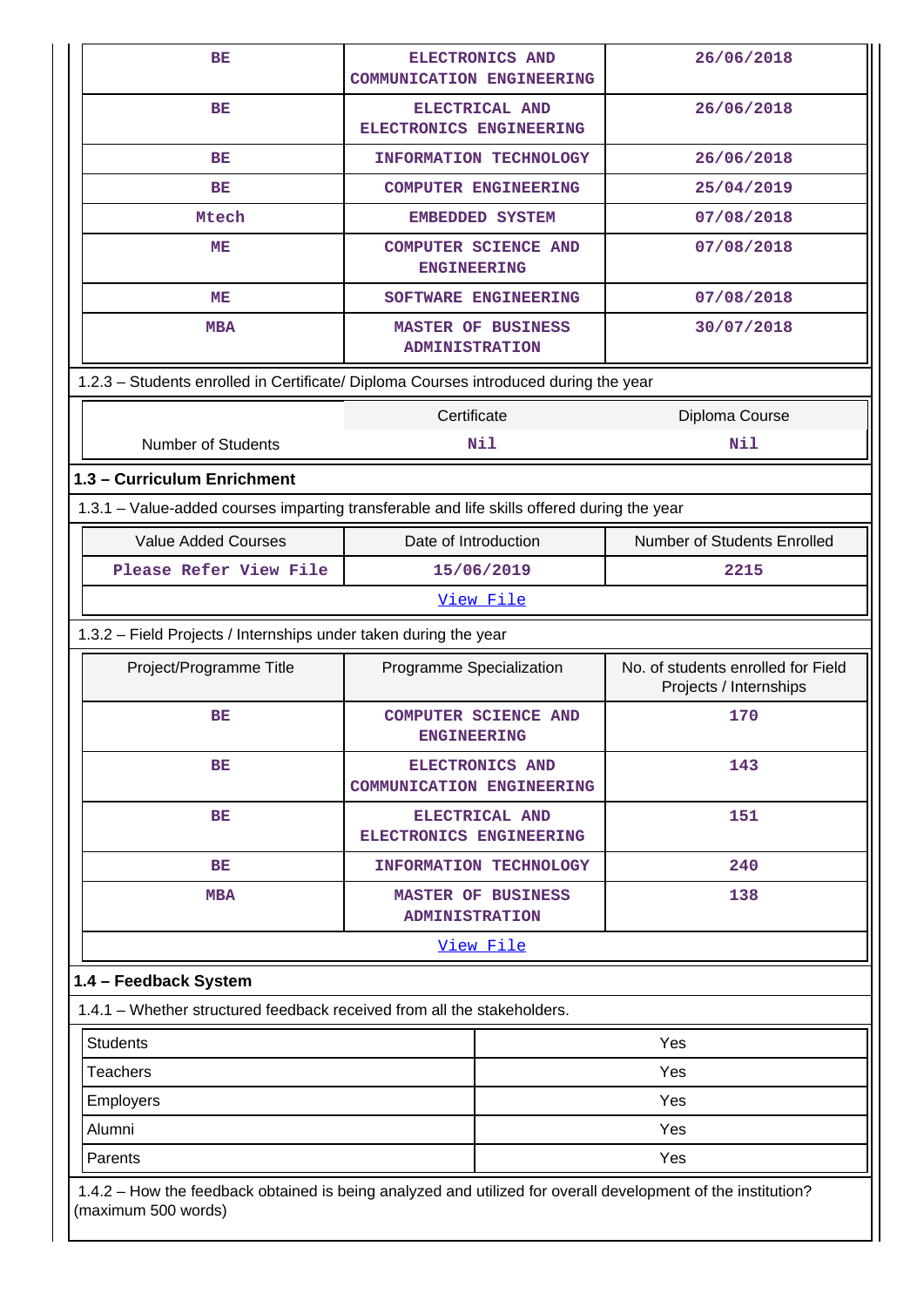| BE | ELECTRONICS AND COMMUNICATION ENGINEERING | 26/06/2018 |
|---|---|---|
| BE | ELECTRICAL AND ELECTRONICS ENGINEERING | 26/06/2018 |
| BE | INFORMATION TECHNOLOGY | 26/06/2018 |
| BE | COMPUTER ENGINEERING | 25/04/2019 |
| Mtech | EMBEDDED SYSTEM | 07/08/2018 |
| ME | COMPUTER SCIENCE AND ENGINEERING | 07/08/2018 |
| ME | SOFTWARE ENGINEERING | 07/08/2018 |
| MBA | MASTER OF BUSINESS ADMINISTRATION | 30/07/2018 |

1.2.3 – Students enrolled in Certificate/ Diploma Courses introduced during the year

| | Certificate | Diploma Course |
|---|---|---|
| Number of Students | Nil | Nil |

## 1.3 – Curriculum Enrichment

1.3.1 – Value-added courses imparting transferable and life skills offered during the year

| Value Added Courses | Date of Introduction | Number of Students Enrolled |
|---|---|---|
| Please Refer View File | 15/06/2019 | 2215 |

View File

1.3.2 – Field Projects / Internships under taken during the year

| Project/Programme Title | Programme Specialization | No. of students enrolled for Field Projects / Internships |
|---|---|---|
| BE | COMPUTER SCIENCE AND ENGINEERING | 170 |
| BE | ELECTRONICS AND COMMUNICATION ENGINEERING | 143 |
| BE | ELECTRICAL AND ELECTRONICS ENGINEERING | 151 |
| BE | INFORMATION TECHNOLOGY | 240 |
| MBA | MASTER OF BUSINESS ADMINISTRATION | 138 |

View File

## 1.4 – Feedback System

1.4.1 – Whether structured feedback received from all the stakeholders.

| Stakeholder | Response |
|---|---|
| Students | Yes |
| Teachers | Yes |
| Employers | Yes |
| Alumni | Yes |
| Parents | Yes |

1.4.2 – How the feedback obtained is being analyzed and utilized for overall development of the institution? (maximum 500 words)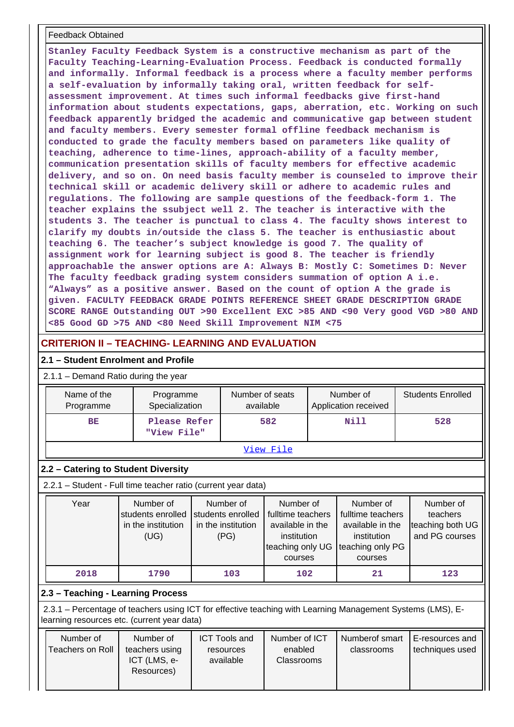| Feedback Obtained |
|---|
| **Stanley Faculty Feedback System is a constructive mechanism as part of the Faculty Teaching-Learning-Evaluation Process. Feedback is conducted formally and informally. Informal feedback is a process where a faculty member performs a self-evaluation by informally taking oral, written feedback for self-assessment improvement. At times such informal feedbacks give first-hand information about students expectations, gaps, aberration, etc. Working on such feedback apparently bridged the academic and communicative gap between student and faculty members. Every semester formal offline feedback mechanism is conducted to grade the faculty members based on parameters like quality of teaching, adherence to time-lines, approach-ability of a faculty member, communication presentation skills of faculty members for effective academic delivery, and so on. On need basis faculty member is counseled to improve their technical skill or academic delivery skill or adhere to academic rules and regulations. The following are sample questions of the feedback-form 1. The teacher explains the ssubject well 2. The teacher is interactive with the students 3. The teacher is punctual to class 4. The faculty shows interest to clarify my doubts in/outside the class 5. The teacher is enthusiastic about teaching 6. The teacher's subject knowledge is good 7. The quality of assignment work for learning subject is good 8. The teacher is friendly approachable the answer options are A: Always B: Mostly C: Sometimes D: Never The faculty feedback grading system considers summation of option A i.e. "Always" as a positive answer. Based on the count of option A the grade is given. FACULTY FEEDBACK GRADE POINTS REFERENCE SHEET GRADE DESCRIPTION GRADE SCORE RANGE Outstanding OUT >90 Excellent EXC >85 AND <90 Very good VGD >80 AND <85 Good GD >75 AND <80 Need Skill Improvement NIM <75** |

## CRITERION II – TEACHING- LEARNING AND EVALUATION

### 2.1 – Student Enrolment and Profile

2.1.1 – Demand Ratio during the year

| Name of the Programme | Programme Specialization | Number of seats available | Number of Application received | Students Enrolled |
|---|---|---|---|---|
| BE | Please Refer "View File" | 582 | Nill | 528 |
| View File | | | | |

### 2.2 – Catering to Student Diversity

2.2.1 – Student - Full time teacher ratio (current year data)

| Year | Number of students enrolled in the institution (UG) | Number of students enrolled in the institution (PG) | Number of fulltime teachers available in the institution teaching only UG courses | Number of fulltime teachers available in the institution teaching only PG courses | Number of teachers teaching both UG and PG courses |
|---|---|---|---|---|---|
| 2018 | 1790 | 103 | 102 | 21 | 123 |

### 2.3 – Teaching - Learning Process

2.3.1 – Percentage of teachers using ICT for effective teaching with Learning Management Systems (LMS), E-learning resources etc. (current year data)

| Number of Teachers on Roll | Number of teachers using ICT (LMS, e-Resources) | ICT Tools and resources available | Number of ICT enabled Classrooms | Numberof smart classrooms | E-resources and techniques used |
|---|---|---|---|---|---|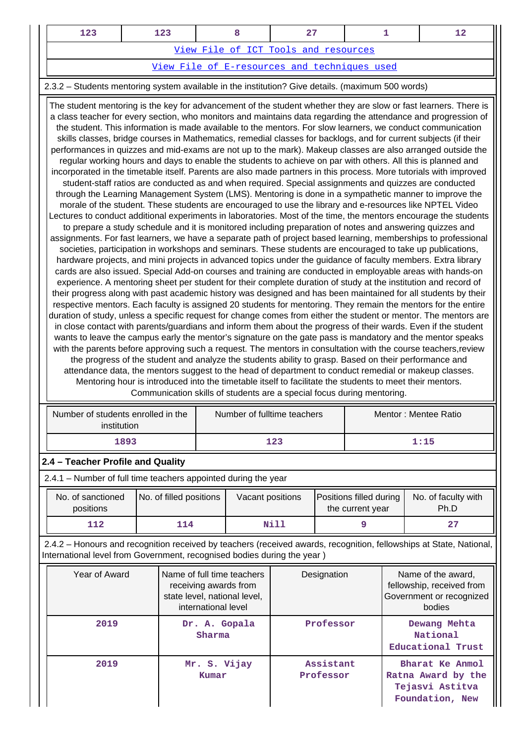| 123 | 123 | 8 | 27 | 1 | 12 |
|---|---|---|---|---|---|

[View File of ICT Tools and resources]

[View File of E-resources and techniques used]

2.3.2 – Students mentoring system available in the institution? Give details. (maximum 500 words)

The student mentoring is the key for advancement of the student whether they are slow or fast learners. There is a class teacher for every section, who monitors and maintains data regarding the attendance and progression of the student. This information is made available to the mentors. For slow learners, we conduct communication skills classes, bridge courses in Mathematics, remedial classes for backlogs, and for current subjects (if their performances in quizzes and mid-exams are not up to the mark). Makeup classes are also arranged outside the regular working hours and days to enable the students to achieve on par with others. All this is planned and incorporated in the timetable itself. Parents are also made partners in this process. More tutorials with improved student-staff ratios are conducted as and when required. Special assignments and quizzes are conducted through the Learning Management System (LMS). Mentoring is done in a sympathetic manner to improve the morale of the student. These students are encouraged to use the library and e-resources like NPTEL Video Lectures to conduct additional experiments in laboratories. Most of the time, the mentors encourage the students to prepare a study schedule and it is monitored including preparation of notes and answering quizzes and assignments. For fast learners, we have a separate path of project based learning, memberships to professional societies, participation in workshops and seminars. These students are encouraged to take up publications, hardware projects, and mini projects in advanced topics under the guidance of faculty members. Extra library cards are also issued. Special Add-on courses and training are conducted in employable areas with hands-on experience. A mentoring sheet per student for their complete duration of study at the institution and record of their progress along with past academic history was designed and has been maintained for all students by their respective mentors. Each faculty is assigned 20 students for mentoring. They remain the mentors for the entire duration of study, unless a specific request for change comes from either the student or mentor. The mentors are in close contact with parents/guardians and inform them about the progress of their wards. Even if the student wants to leave the campus early the mentor's signature on the gate pass is mandatory and the mentor speaks with the parents before approving such a request. The mentors in consultation with the course teachers,review the progress of the student and analyze the students ability to grasp. Based on their performance and attendance data, the mentors suggest to the head of department to conduct remedial or makeup classes. Mentoring hour is introduced into the timetable itself to facilitate the students to meet their mentors. Communication skills of students are a special focus during mentoring.

| Number of students enrolled in the institution | Number of fulltime teachers | Mentor : Mentee Ratio |
|---|---|---|
| 1893 | 123 | 1:15 |

## 2.4 – Teacher Profile and Quality

2.4.1 – Number of full time teachers appointed during the year

| No. of sanctioned positions | No. of filled positions | Vacant positions | Positions filled during the current year | No. of faculty with Ph.D |
|---|---|---|---|---|
| 112 | 114 | Nill | 9 | 27 |

2.4.2 – Honours and recognition received by teachers (received awards, recognition, fellowships at State, National, International level from Government, recognised bodies during the year )

| Year of Award | Name of full time teachers receiving awards from state level, national level, international level | Designation | Name of the award, fellowship, received from Government or recognized bodies |
|---|---|---|---|
| 2019 | Dr. A. Gopala Sharma | Professor | Dewang Mehta National Educational Trust |
| 2019 | Mr. S. Vijay Kumar | Assistant Professor | Bharat Ke Anmol Ratna Award by the Tejasvi Astitva Foundation, New |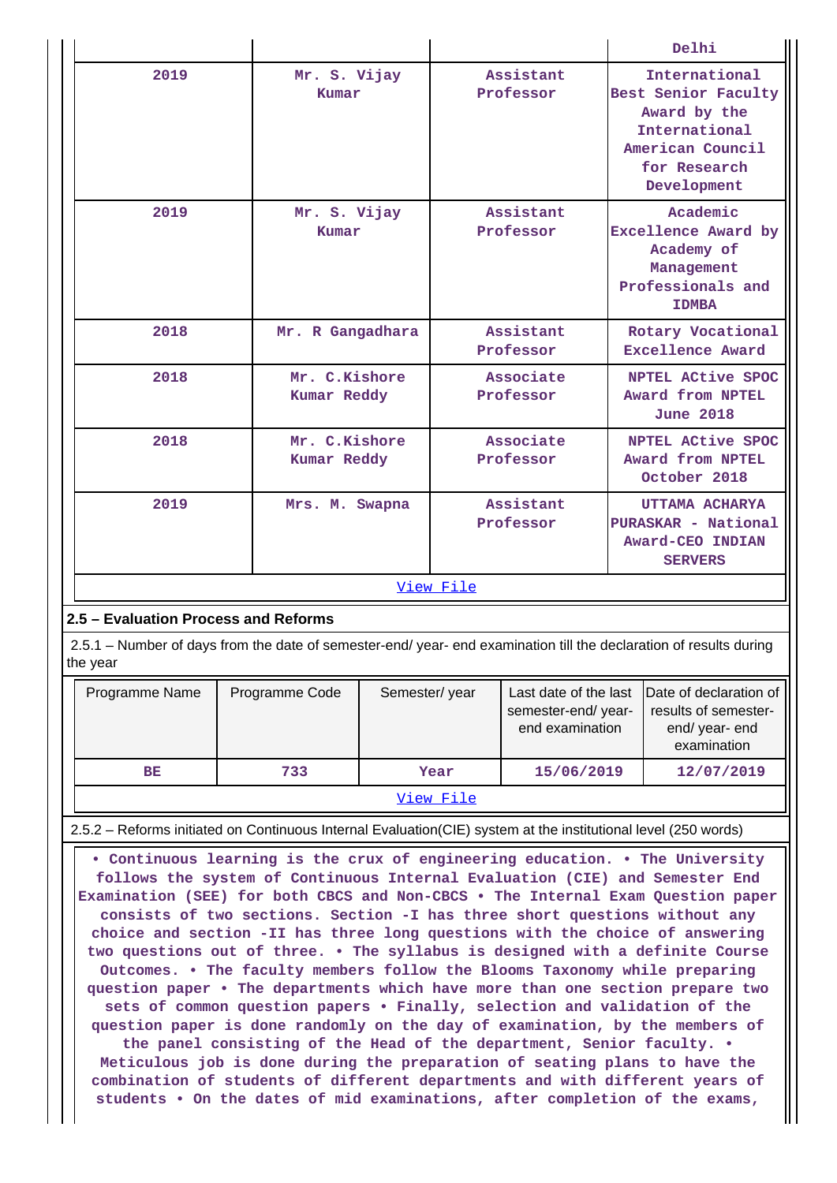| | | | Delhi |
|---|---|---|---|
| 2019 | Mr. S. Vijay Kumar | Assistant Professor | International Best Senior Faculty Award by the International American Council for Research Development |
| 2019 | Mr. S. Vijay Kumar | Assistant Professor | Academic Excellence Award by Academy of Management Professionals and IDMBA |
| 2018 | Mr. R Gangadhara | Assistant Professor | Rotary Vocational Excellence Award |
| 2018 | Mr. C.Kishore Kumar Reddy | Associate Professor | NPTEL ACtive SPOC Award from NPTEL June 2018 |
| 2018 | Mr. C.Kishore Kumar Reddy | Associate Professor | NPTEL ACtive SPOC Award from NPTEL October 2018 |
| 2019 | Mrs. M. Swapna | Assistant Professor | UTTAMA ACHARYA PURASKAR - National Award-CEO INDIAN SERVERS |

View File

## 2.5 – Evaluation Process and Reforms

2.5.1 – Number of days from the date of semester-end/ year- end examination till the declaration of results during the year

| Programme Name | Programme Code | Semester/ year | Last date of the last semester-end/ year- end examination | Date of declaration of results of semester- end/ year- end examination |
|---|---|---|---|---|
| BE | 733 | Year | 15/06/2019 | 12/07/2019 |

View File

2.5.2 – Reforms initiated on Continuous Internal Evaluation(CIE) system at the institutional level (250 words)

• Continuous learning is the crux of engineering education. • The University follows the system of Continuous Internal Evaluation (CIE) and Semester End Examination (SEE) for both CBCS and Non-CBCS • The Internal Exam Question paper consists of two sections. Section -I has three short questions without any choice and section -II has three long questions with the choice of answering two questions out of three. • The syllabus is designed with a definite Course Outcomes. • The faculty members follow the Blooms Taxonomy while preparing question paper • The departments which have more than one section prepare two sets of common question papers • Finally, selection and validation of the question paper is done randomly on the day of examination, by the members of the panel consisting of the Head of the department, Senior faculty. • Meticulous job is done during the preparation of seating plans to have the combination of students of different departments and with different years of students • On the dates of mid examinations, after completion of the exams,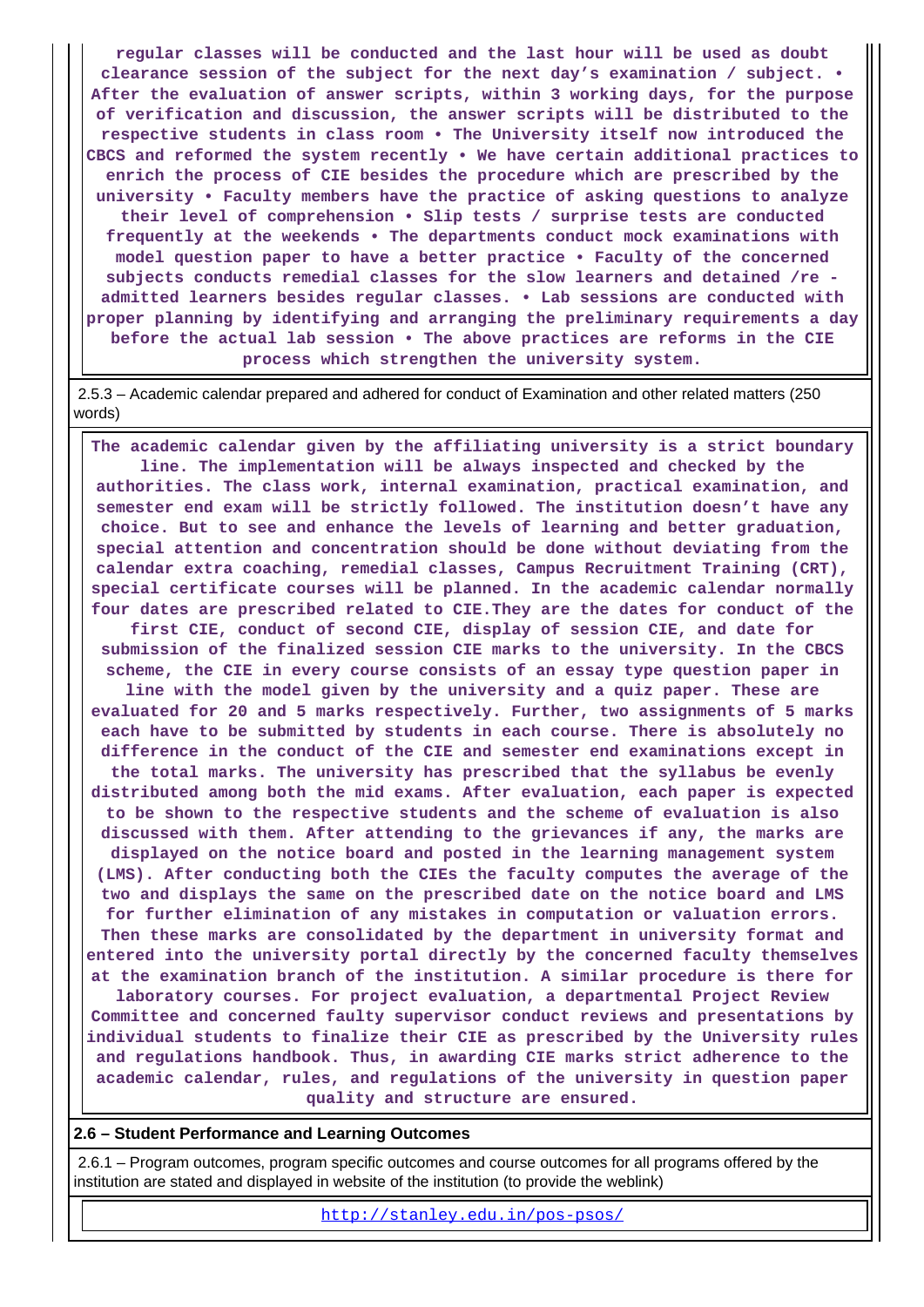**regular classes will be conducted and the last hour will be used as doubt clearance session of the subject for the next day's examination / subject. • After the evaluation of answer scripts, within 3 working days, for the purpose of verification and discussion, the answer scripts will be distributed to the respective students in class room • The University itself now introduced the CBCS and reformed the system recently • We have certain additional practices to enrich the process of CIE besides the procedure which are prescribed by the university • Faculty members have the practice of asking questions to analyze their level of comprehension • Slip tests / surprise tests are conducted frequently at the weekends • The departments conduct mock examinations with model question paper to have a better practice • Faculty of the concerned subjects conducts remedial classes for the slow learners and detained /re - admitted learners besides regular classes. • Lab sessions are conducted with proper planning by identifying and arranging the preliminary requirements a day before the actual lab session • The above practices are reforms in the CIE process which strengthen the university system.**

2.5.3 – Academic calendar prepared and adhered for conduct of Examination and other related matters (250 words)

**The academic calendar given by the affiliating university is a strict boundary line. The implementation will be always inspected and checked by the authorities. The class work, internal examination, practical examination, and semester end exam will be strictly followed. The institution doesn't have any choice. But to see and enhance the levels of learning and better graduation, special attention and concentration should be done without deviating from the calendar extra coaching, remedial classes, Campus Recruitment Training (CRT), special certificate courses will be planned. In the academic calendar normally four dates are prescribed related to CIE.They are the dates for conduct of the first CIE, conduct of second CIE, display of session CIE, and date for submission of the finalized session CIE marks to the university. In the CBCS scheme, the CIE in every course consists of an essay type question paper in line with the model given by the university and a quiz paper. These are evaluated for 20 and 5 marks respectively. Further, two assignments of 5 marks each have to be submitted by students in each course. There is absolutely no difference in the conduct of the CIE and semester end examinations except in the total marks. The university has prescribed that the syllabus be evenly distributed among both the mid exams. After evaluation, each paper is expected to be shown to the respective students and the scheme of evaluation is also discussed with them. After attending to the grievances if any, the marks are displayed on the notice board and posted in the learning management system (LMS). After conducting both the CIEs the faculty computes the average of the two and displays the same on the prescribed date on the notice board and LMS for further elimination of any mistakes in computation or valuation errors. Then these marks are consolidated by the department in university format and entered into the university portal directly by the concerned faculty themselves at the examination branch of the institution. A similar procedure is there for laboratory courses. For project evaluation, a departmental Project Review Committee and concerned faulty supervisor conduct reviews and presentations by individual students to finalize their CIE as prescribed by the University rules and regulations handbook. Thus, in awarding CIE marks strict adherence to the academic calendar, rules, and regulations of the university in question paper quality and structure are ensured.**

**2.6 – Student Performance and Learning Outcomes**

2.6.1 – Program outcomes, program specific outcomes and course outcomes for all programs offered by the institution are stated and displayed in website of the institution (to provide the weblink)

http://stanley.edu.in/pos-psos/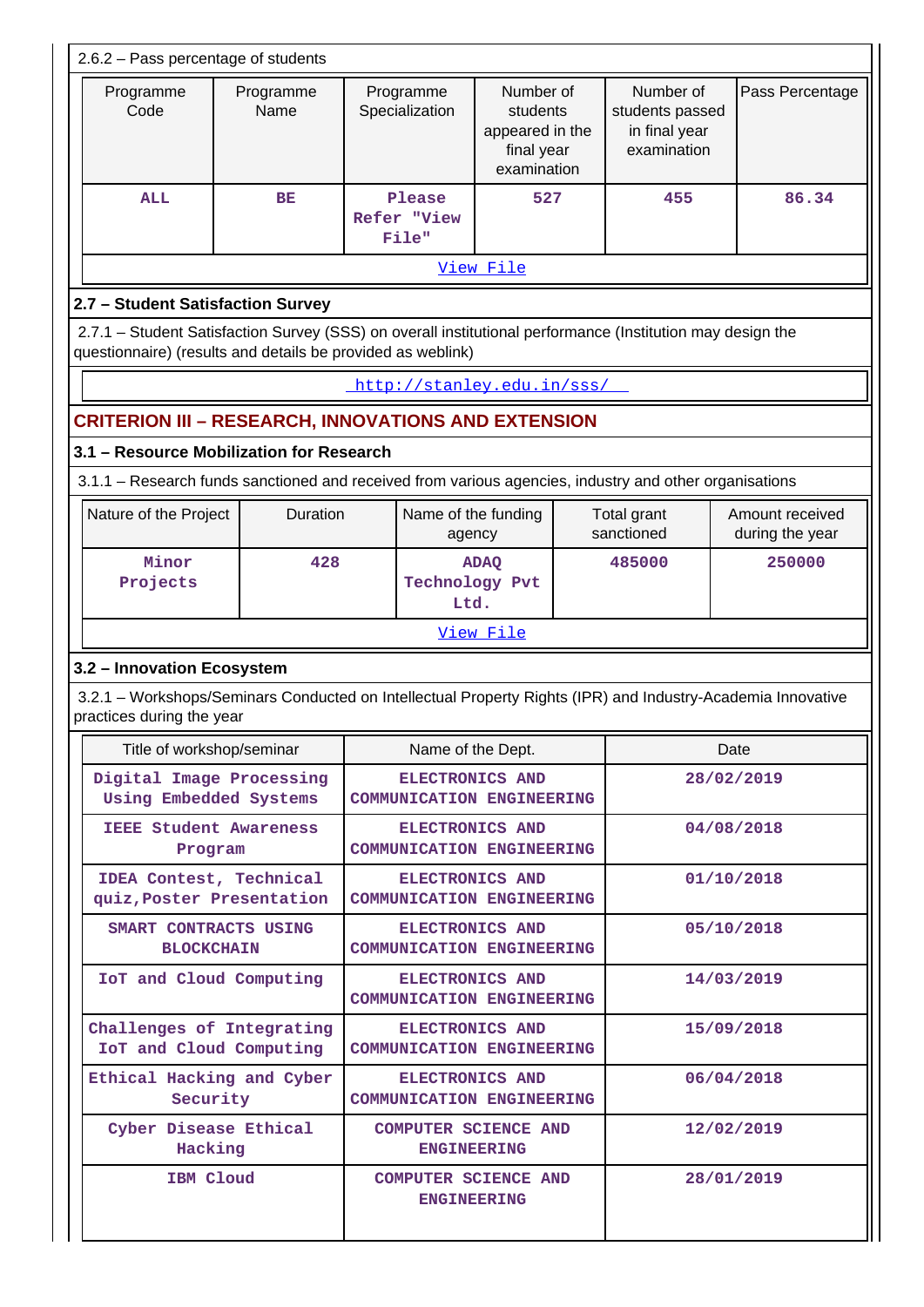2.6.2 – Pass percentage of students

| Programme Code | Programme Name | Programme Specialization | Number of students appeared in the final year examination | Number of students passed in final year examination | Pass Percentage |
|---|---|---|---|---|---|
| ALL | BE | Please Refer "View File" | 527 | 455 | 86.34 |

View File

### 2.7 – Student Satisfaction Survey

2.7.1 – Student Satisfaction Survey (SSS) on overall institutional performance (Institution may design the questionnaire) (results and details be provided as weblink)

http://stanley.edu.in/sss/

## CRITERION III – RESEARCH, INNOVATIONS AND EXTENSION

### 3.1 – Resource Mobilization for Research

3.1.1 – Research funds sanctioned and received from various agencies, industry and other organisations

| Nature of the Project | Duration | Name of the funding agency | Total grant sanctioned | Amount received during the year |
|---|---|---|---|---|
| Minor Projects | 428 | ADAQ Technology Pvt Ltd. | 485000 | 250000 |

View File

### 3.2 – Innovation Ecosystem

3.2.1 – Workshops/Seminars Conducted on Intellectual Property Rights (IPR) and Industry-Academia Innovative practices during the year

| Title of workshop/seminar | Name of the Dept. | Date |
|---|---|---|
| Digital Image Processing Using Embedded Systems | ELECTRONICS AND COMMUNICATION ENGINEERING | 28/02/2019 |
| IEEE Student Awareness Program | ELECTRONICS AND COMMUNICATION ENGINEERING | 04/08/2018 |
| IDEA Contest, Technical quiz,Poster Presentation | ELECTRONICS AND COMMUNICATION ENGINEERING | 01/10/2018 |
| SMART CONTRACTS USING BLOCKCHAIN | ELECTRONICS AND COMMUNICATION ENGINEERING | 05/10/2018 |
| IoT and Cloud Computing | ELECTRONICS AND COMMUNICATION ENGINEERING | 14/03/2019 |
| Challenges of Integrating IoT and Cloud Computing | ELECTRONICS AND COMMUNICATION ENGINEERING | 15/09/2018 |
| Ethical Hacking and Cyber Security | ELECTRONICS AND COMMUNICATION ENGINEERING | 06/04/2018 |
| Cyber Disease Ethical Hacking | COMPUTER SCIENCE AND ENGINEERING | 12/02/2019 |
| IBM Cloud | COMPUTER SCIENCE AND ENGINEERING | 28/01/2019 |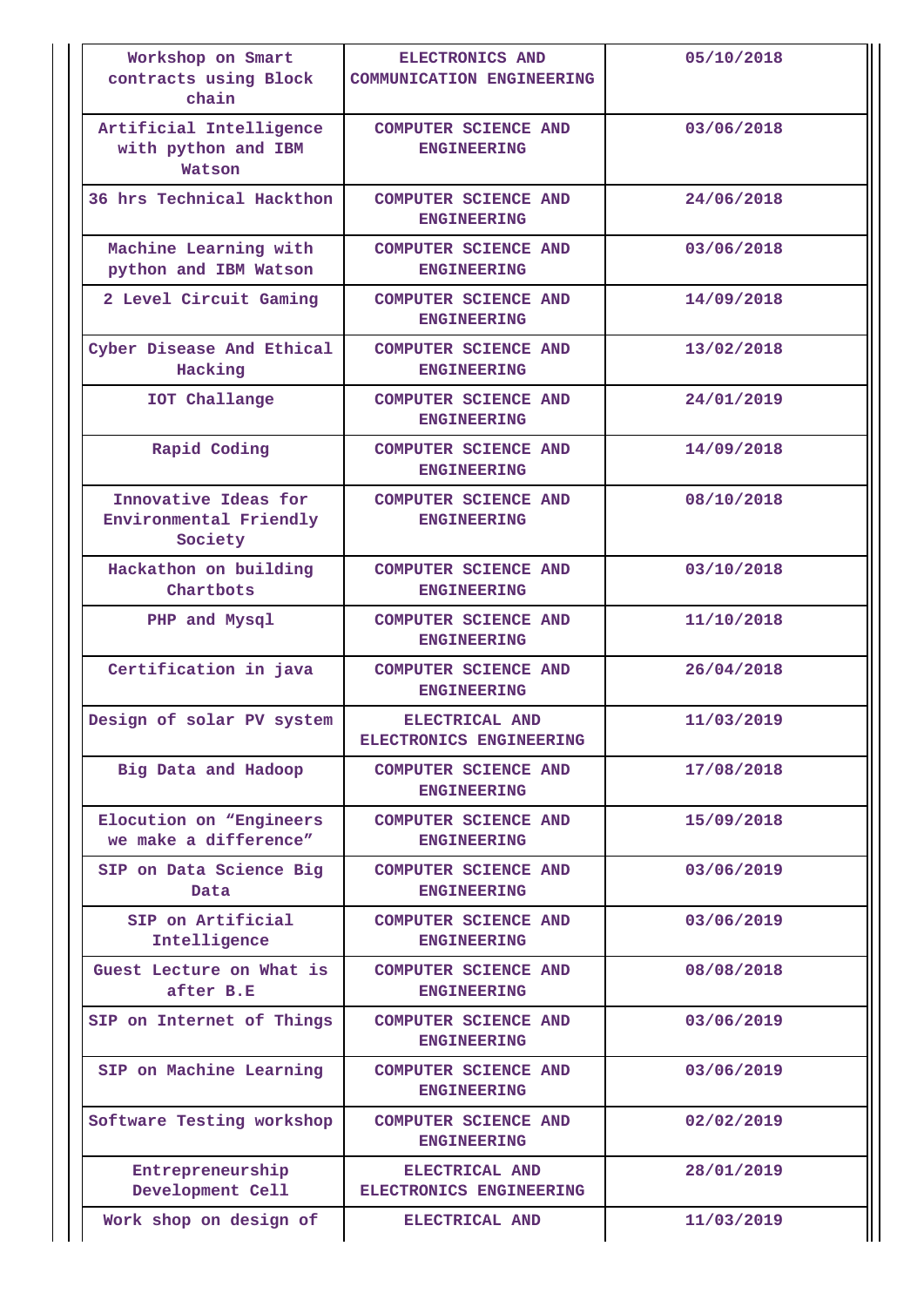| Workshop on Smart contracts using Block chain | ELECTRONICS AND COMMUNICATION ENGINEERING | 05/10/2018 |
|---|---|---|
| Artificial Intelligence with python and IBM Watson | COMPUTER SCIENCE AND ENGINEERING | 03/06/2018 |
| 36 hrs Technical Hackthon | COMPUTER SCIENCE AND ENGINEERING | 24/06/2018 |
| Machine Learning with python and IBM Watson | COMPUTER SCIENCE AND ENGINEERING | 03/06/2018 |
| 2 Level Circuit Gaming | COMPUTER SCIENCE AND ENGINEERING | 14/09/2018 |
| Cyber Disease And Ethical Hacking | COMPUTER SCIENCE AND ENGINEERING | 13/02/2018 |
| IOT Challange | COMPUTER SCIENCE AND ENGINEERING | 24/01/2019 |
| Rapid Coding | COMPUTER SCIENCE AND ENGINEERING | 14/09/2018 |
| Innovative Ideas for Environmental Friendly Society | COMPUTER SCIENCE AND ENGINEERING | 08/10/2018 |
| Hackathon on building Chartbots | COMPUTER SCIENCE AND ENGINEERING | 03/10/2018 |
| PHP and Mysql | COMPUTER SCIENCE AND ENGINEERING | 11/10/2018 |
| Certification in java | COMPUTER SCIENCE AND ENGINEERING | 26/04/2018 |
| Design of solar PV system | ELECTRICAL AND ELECTRONICS ENGINEERING | 11/03/2019 |
| Big Data and Hadoop | COMPUTER SCIENCE AND ENGINEERING | 17/08/2018 |
| Elocution on "Engineers we make a difference" | COMPUTER SCIENCE AND ENGINEERING | 15/09/2018 |
| SIP on Data Science Big Data | COMPUTER SCIENCE AND ENGINEERING | 03/06/2019 |
| SIP on Artificial Intelligence | COMPUTER SCIENCE AND ENGINEERING | 03/06/2019 |
| Guest Lecture on What is after B.E | COMPUTER SCIENCE AND ENGINEERING | 08/08/2018 |
| SIP on Internet of Things | COMPUTER SCIENCE AND ENGINEERING | 03/06/2019 |
| SIP on Machine Learning | COMPUTER SCIENCE AND ENGINEERING | 03/06/2019 |
| Software Testing workshop | COMPUTER SCIENCE AND ENGINEERING | 02/02/2019 |
| Entrepreneurship Development Cell | ELECTRICAL AND ELECTRONICS ENGINEERING | 28/01/2019 |
| Work shop on design of | ELECTRICAL AND | 11/03/2019 |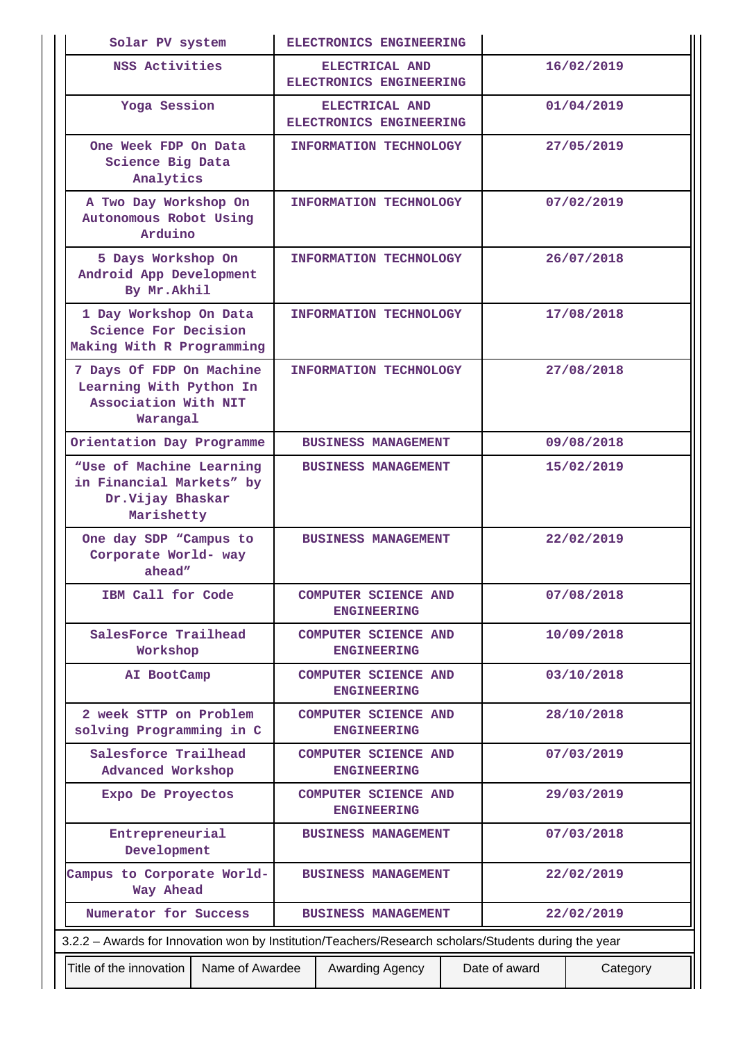| | | |
|---|---|---|
| Solar PV system | ELECTRONICS ENGINEERING | |
| NSS Activities | ELECTRICAL AND ELECTRONICS ENGINEERING | 16/02/2019 |
| Yoga Session | ELECTRICAL AND ELECTRONICS ENGINEERING | 01/04/2019 |
| One Week FDP On Data Science Big Data Analytics | INFORMATION TECHNOLOGY | 27/05/2019 |
| A Two Day Workshop On Autonomous Robot Using Arduino | INFORMATION TECHNOLOGY | 07/02/2019 |
| 5 Days Workshop On Android App Development By Mr.Akhil | INFORMATION TECHNOLOGY | 26/07/2018 |
| 1 Day Workshop On Data Science For Decision Making With R Programming | INFORMATION TECHNOLOGY | 17/08/2018 |
| 7 Days Of FDP On Machine Learning With Python In Association With NIT Warangal | INFORMATION TECHNOLOGY | 27/08/2018 |
| Orientation Day Programme | BUSINESS MANAGEMENT | 09/08/2018 |
| "Use of Machine Learning in Financial Markets" by Dr.Vijay Bhaskar Marishetty | BUSINESS MANAGEMENT | 15/02/2019 |
| One day SDP "Campus to Corporate World- way ahead" | BUSINESS MANAGEMENT | 22/02/2019 |
| IBM Call for Code | COMPUTER SCIENCE AND ENGINEERING | 07/08/2018 |
| SalesForce Trailhead Workshop | COMPUTER SCIENCE AND ENGINEERING | 10/09/2018 |
| AI BootCamp | COMPUTER SCIENCE AND ENGINEERING | 03/10/2018 |
| 2 week STTP on Problem solving Programming in C | COMPUTER SCIENCE AND ENGINEERING | 28/10/2018 |
| Salesforce Trailhead Advanced Workshop | COMPUTER SCIENCE AND ENGINEERING | 07/03/2019 |
| Expo De Proyectos | COMPUTER SCIENCE AND ENGINEERING | 29/03/2019 |
| Entrepreneurial Development | BUSINESS MANAGEMENT | 07/03/2018 |
| Campus to Corporate World- Way Ahead | BUSINESS MANAGEMENT | 22/02/2019 |
| Numerator for Success | BUSINESS MANAGEMENT | 22/02/2019 |

3.2.2 – Awards for Innovation won by Institution/Teachers/Research scholars/Students during the year

| Title of the innovation | Name of Awardee | Awarding Agency | Date of award | Category |
|---|---|---|---|---|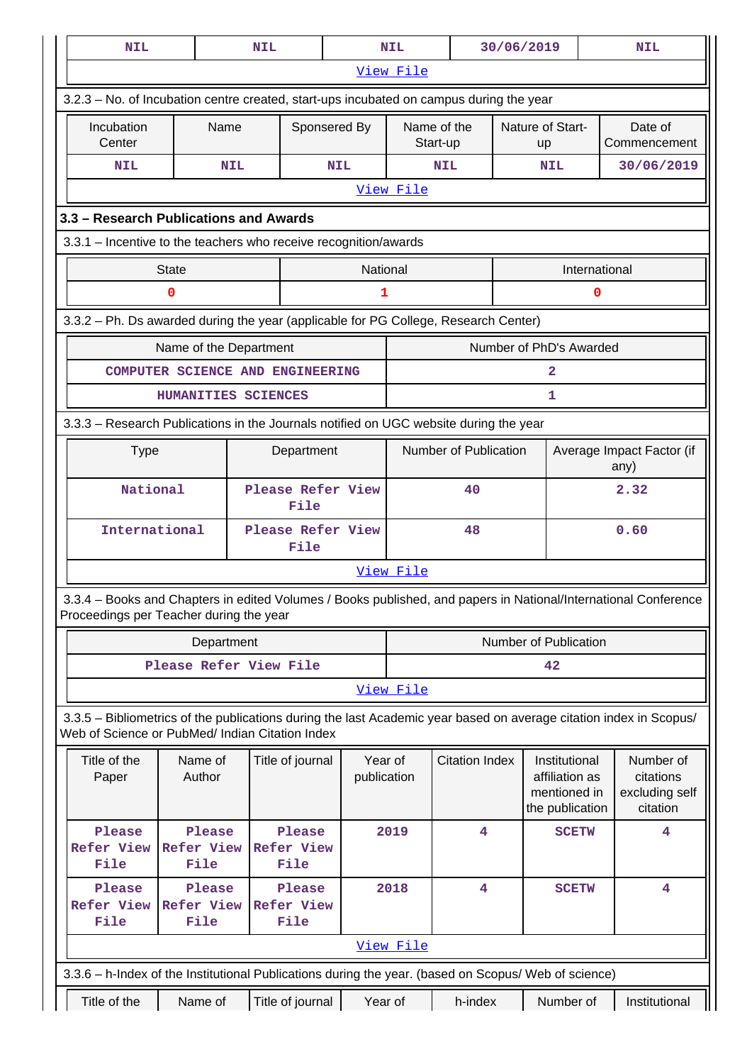| NIL | NIL | NIL | 30/06/2019 | NIL |
|---|---|---|---|---|

[View File]

3.2.3 – No. of Incubation centre created, start-ups incubated on campus during the year

| Incubation Center | Name | Sponsered By | Name of the Start-up | Nature of Start-up | Date of Commencement |
|---|---|---|---|---|---|
| NIL | NIL | NIL | NIL | NIL | 30/06/2019 |

[View File]

### 3.3 – Research Publications and Awards

3.3.1 – Incentive to the teachers who receive recognition/awards

| State | National | International |
|---|---|---|
| 0 | 1 | 0 |

3.3.2 – Ph. Ds awarded during the year (applicable for PG College, Research Center)

| Name of the Department | Number of PhD's Awarded |
|---|---|
| COMPUTER SCIENCE AND ENGINEERING | 2 |
| HUMANITIES SCIENCES | 1 |

3.3.3 – Research Publications in the Journals notified on UGC website during the year

| Type | Department | Number of Publication | Average Impact Factor (if any) |
|---|---|---|---|
| National | Please Refer View File | 40 | 2.32 |
| International | Please Refer View File | 48 | 0.60 |

[View File]

3.3.4 – Books and Chapters in edited Volumes / Books published, and papers in National/International Conference Proceedings per Teacher during the year

| Department | Number of Publication |
|---|---|
| Please Refer View File | 42 |

[View File]

3.3.5 – Bibliometrics of the publications during the last Academic year based on average citation index in Scopus/ Web of Science or PubMed/ Indian Citation Index

| Title of the Paper | Name of Author | Title of journal | Year of publication | Citation Index | Institutional affiliation as mentioned in the publication | Number of citations excluding self citation |
|---|---|---|---|---|---|---|
| Please Refer View File | Please Refer View File | Please Refer View File | 2019 | 4 | SCETW | 4 |
| Please Refer View File | Please Refer View File | Please Refer View File | 2018 | 4 | SCETW | 4 |

[View File]

3.3.6 – h-Index of the Institutional Publications during the year. (based on Scopus/ Web of science)

| Title of the | Name of | Title of journal | Year of | h-index | Number of | Institutional |
|---|---|---|---|---|---|---|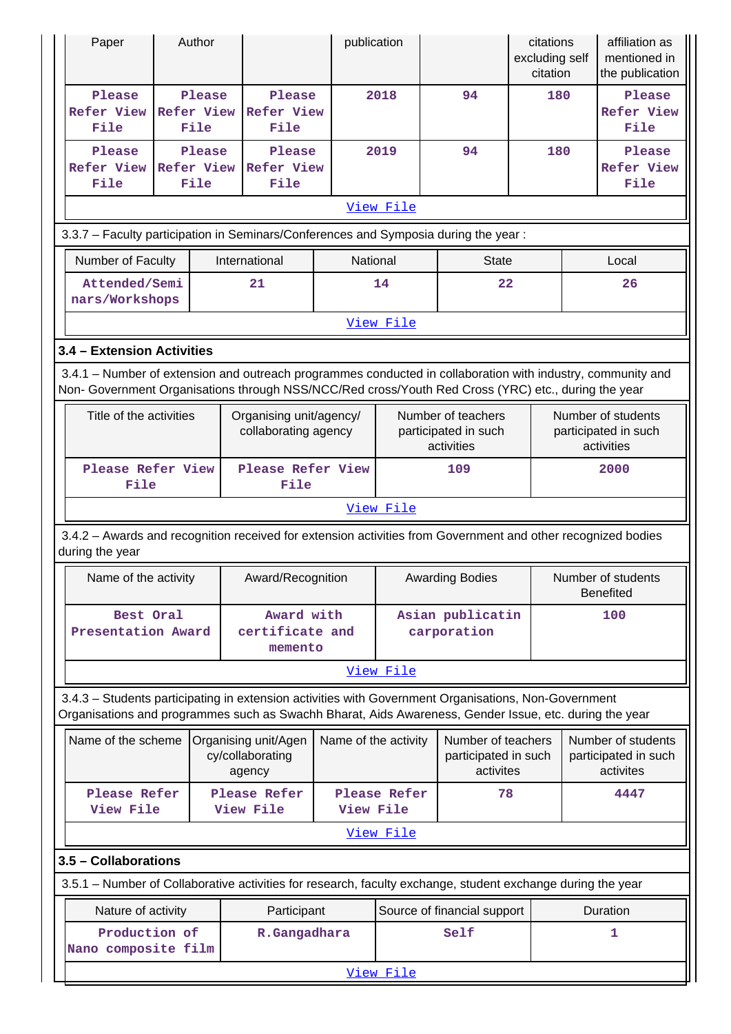| Paper | Author | | publication | | citations excluding self citation | affiliation as mentioned in the publication |
|---|---|---|---|---|---|---|
| Please Refer View File | Please Refer View File | Please Refer View File | 2018 | 94 | 180 | Please Refer View File |
| Please Refer View File | Please Refer View File | Please Refer View File | 2019 | 94 | 180 | Please Refer View File |

View File

3.3.7 – Faculty participation in Seminars/Conferences and Symposia during the year :

| Number of Faculty | International | National | State | Local |
|---|---|---|---|---|
| Attended/Seminars/Workshops | 21 | 14 | 22 | 26 |

View File

### 3.4 – Extension Activities

3.4.1 – Number of extension and outreach programmes conducted in collaboration with industry, community and Non- Government Organisations through NSS/NCC/Red cross/Youth Red Cross (YRC) etc., during the year

| Title of the activities | Organising unit/agency/ collaborating agency | Number of teachers participated in such activities | Number of students participated in such activities |
|---|---|---|---|
| Please Refer View File | Please Refer View File | 109 | 2000 |

View File

3.4.2 – Awards and recognition received for extension activities from Government and other recognized bodies during the year

| Name of the activity | Award/Recognition | Awarding Bodies | Number of students Benefited |
|---|---|---|---|
| Best Oral Presentation Award | Award with certificate and memento | Asian publicatin carporation | 100 |

View File

3.4.3 – Students participating in extension activities with Government Organisations, Non-Government Organisations and programmes such as Swachh Bharat, Aids Awareness, Gender Issue, etc. during the year

| Name of the scheme | Organising unit/Agency/collaborating agency | Name of the activity | Number of teachers participated in such activites | Number of students participated in such activites |
|---|---|---|---|---|
| Please Refer View File | Please Refer View File | Please Refer View File | 78 | 4447 |

View File

### 3.5 – Collaborations

3.5.1 – Number of Collaborative activities for research, faculty exchange, student exchange during the year

| Nature of activity | Participant | Source of financial support | Duration |
|---|---|---|---|
| Production of Nano composite film | R.Gangadhara | Self | 1 |

View File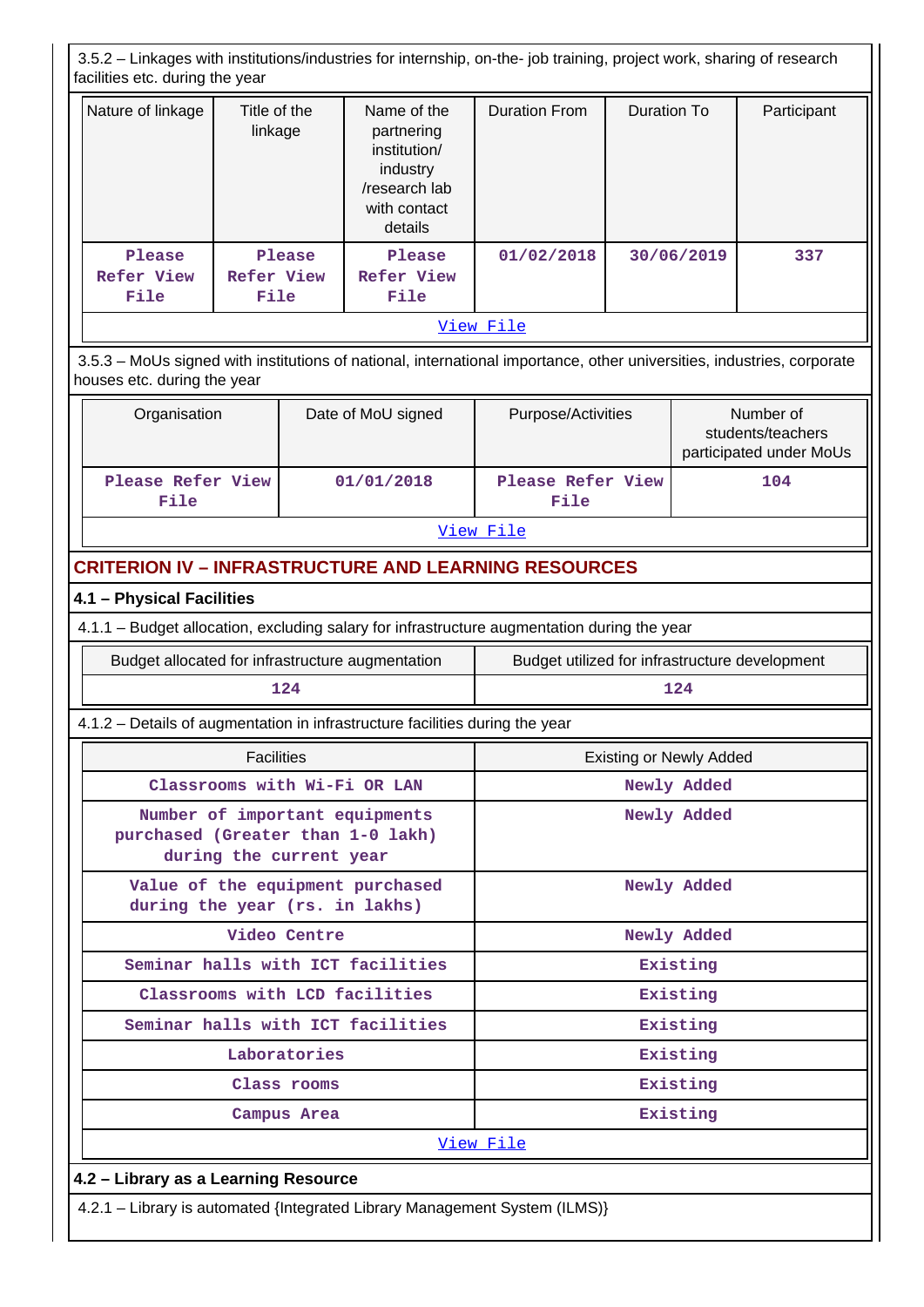3.5.2 – Linkages with institutions/industries for internship, on-the- job training, project work, sharing of research facilities etc. during the year

| Nature of linkage | Title of the linkage | Name of the partnering institution/ industry /research lab with contact details | Duration From | Duration To | Participant |
|---|---|---|---|---|---|
| Please Refer View File | Please Refer View File | Please Refer View File | 01/02/2018 | 30/06/2019 | 337 |

View File

3.5.3 – MoUs signed with institutions of national, international importance, other universities, industries, corporate houses etc. during the year

| Organisation | Date of MoU signed | Purpose/Activities | Number of students/teachers participated under MoUs |
|---|---|---|---|
| Please Refer View File | 01/01/2018 | Please Refer View File | 104 |

View File

## CRITERION IV – INFRASTRUCTURE AND LEARNING RESOURCES

### 4.1 – Physical Facilities

4.1.1 – Budget allocation, excluding salary for infrastructure augmentation during the year

| Budget allocated for infrastructure augmentation | Budget utilized for infrastructure development |
|---|---|
| 124 | 124 |

4.1.2 – Details of augmentation in infrastructure facilities during the year

| Facilities | Existing or Newly Added |
|---|---|
| Classrooms with Wi-Fi OR LAN | Newly Added |
| Number of important equipments purchased (Greater than 1-0 lakh) during the current year | Newly Added |
| Value of the equipment purchased during the year (rs. in lakhs) | Newly Added |
| Video Centre | Newly Added |
| Seminar halls with ICT facilities | Existing |
| Classrooms with LCD facilities | Existing |
| Seminar halls with ICT facilities | Existing |
| Laboratories | Existing |
| Class rooms | Existing |
| Campus Area | Existing |

View File

### 4.2 – Library as a Learning Resource

4.2.1 – Library is automated {Integrated Library Management System (ILMS)}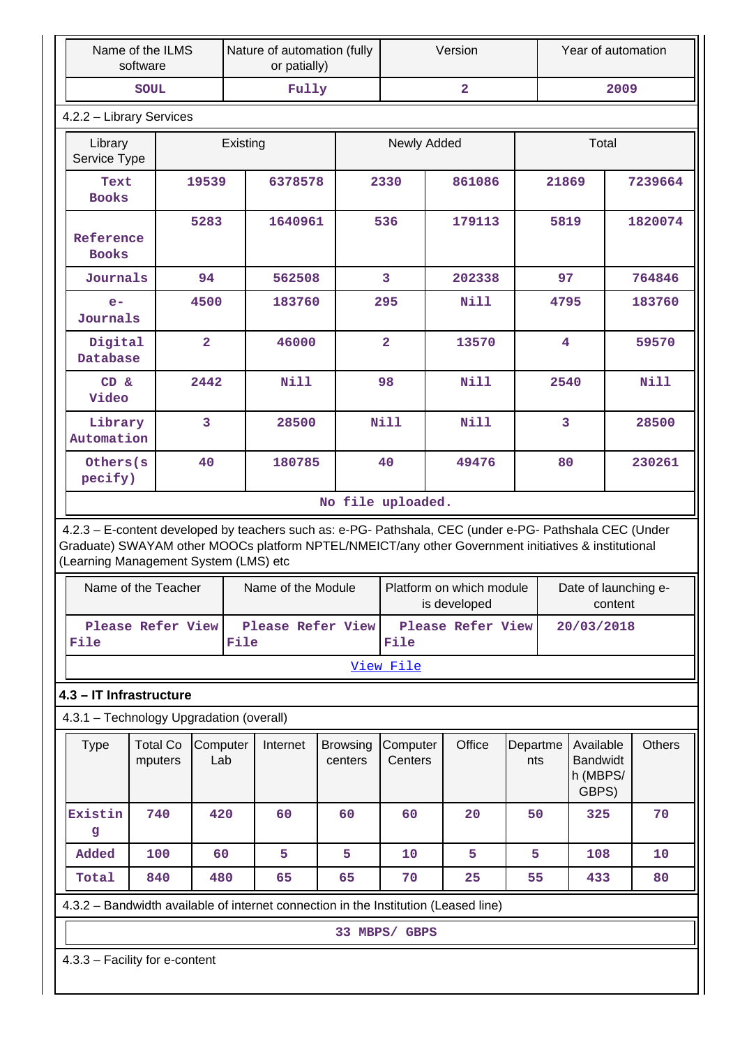| Name of the ILMS software | Nature of automation (fully or patially) | Version | Year of automation |
|---|---|---|---|
| SOUL | Fully | 2 | 2009 |

4.2.2 – Library Services

| Library Service Type | Existing | | Newly Added | | Total | |
|---|---|---|---|---|---|---|
| Text Books | 19539 | 6378578 | 2330 | 861086 | 21869 | 7239664 |
| Reference Books | 5283 | 1640961 | 536 | 179113 | 5819 | 1820074 |
| Journals | 94 | 562508 | 3 | 202338 | 97 | 764846 |
| e-Journals | 4500 | 183760 | 295 | Nill | 4795 | 183760 |
| Digital Database | 2 | 46000 | 2 | 13570 | 4 | 59570 |
| CD & Video | 2442 | Nill | 98 | Nill | 2540 | Nill |
| Library Automation | 3 | 28500 | Nill | Nill | 3 | 28500 |
| Others(specify) | 40 | 180785 | 40 | 49476 | 80 | 230261 |

No file uploaded.

4.2.3 – E-content developed by teachers such as: e-PG- Pathshala, CEC (under e-PG- Pathshala CEC (Under Graduate) SWAYAM other MOOCs platform NPTEL/NMEICT/any other Government initiatives & institutional (Learning Management System (LMS) etc

| Name of the Teacher | Name of the Module | Platform on which module is developed | Date of launching e-content |
|---|---|---|---|
| Please Refer View File | Please Refer View File | Please Refer View File | 20/03/2018 |

View File

### 4.3 – IT Infrastructure

4.3.1 – Technology Upgradation (overall)

| Type | Total Computers | Computer Lab | Internet | Browsing centers | Computer Centers | Office | Departments | Available Bandwidth (MBPS/ GBPS) | Others |
|---|---|---|---|---|---|---|---|---|---|
| Existing | 740 | 420 | 60 | 60 | 60 | 20 | 50 | 325 | 70 |
| Added | 100 | 60 | 5 | 5 | 10 | 5 | 5 | 108 | 10 |
| Total | 840 | 480 | 65 | 65 | 70 | 25 | 55 | 433 | 80 |

4.3.2 – Bandwidth available of internet connection in the Institution (Leased line)

33 MBPS/ GBPS

4.3.3 – Facility for e-content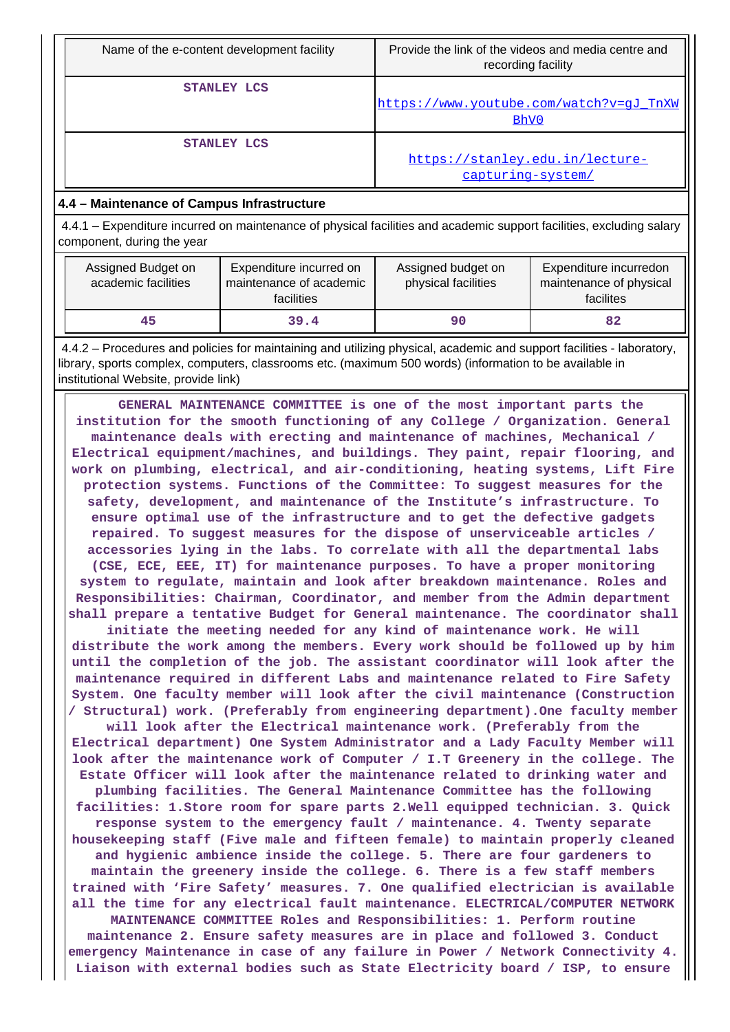| Name of the e-content development facility | Provide the link of the videos and media centre and recording facility |
|---|---|
| STANLEY LCS | https://www.youtube.com/watch?v=gJ_TnXWBhV0 |
| STANLEY LCS | https://stanley.edu.in/lecture-capturing-system/ |

**4.4 – Maintenance of Campus Infrastructure**

4.4.1 – Expenditure incurred on maintenance of physical facilities and academic support facilities, excluding salary component, during the year

| Assigned Budget on academic facilities | Expenditure incurred on maintenance of academic facilities | Assigned budget on physical facilities | Expenditure incurredon maintenance of physical facilites |
|---|---|---|---|
| 45 | 39.4 | 90 | 82 |

4.4.2 – Procedures and policies for maintaining and utilizing physical, academic and support facilities - laboratory, library, sports complex, computers, classrooms etc. (maximum 500 words) (information to be available in institutional Website, provide link)

GENERAL MAINTENANCE COMMITTEE is one of the most important parts the institution for the smooth functioning of any College / Organization. General maintenance deals with erecting and maintenance of machines, Mechanical / Electrical equipment/machines, and buildings. They paint, repair flooring, and work on plumbing, electrical, and air-conditioning, heating systems, Lift Fire protection systems. Functions of the Committee: To suggest measures for the safety, development, and maintenance of the Institute's infrastructure. To ensure optimal use of the infrastructure and to get the defective gadgets repaired. To suggest measures for the dispose of unserviceable articles / accessories lying in the labs. To correlate with all the departmental labs (CSE, ECE, EEE, IT) for maintenance purposes. To have a proper monitoring system to regulate, maintain and look after breakdown maintenance. Roles and Responsibilities: Chairman, Coordinator, and member from the Admin department shall prepare a tentative Budget for General maintenance. The coordinator shall initiate the meeting needed for any kind of maintenance work. He will distribute the work among the members. Every work should be followed up by him until the completion of the job. The assistant coordinator will look after the maintenance required in different Labs and maintenance related to Fire Safety System. One faculty member will look after the civil maintenance (Construction / Structural) work. (Preferably from engineering department).One faculty member will look after the Electrical maintenance work. (Preferably from the Electrical department) One System Administrator and a Lady Faculty Member will look after the maintenance work of Computer / I.T Greenery in the college. The Estate Officer will look after the maintenance related to drinking water and plumbing facilities. The General Maintenance Committee has the following facilities: 1.Store room for spare parts 2.Well equipped technician. 3. Quick response system to the emergency fault / maintenance. 4. Twenty separate housekeeping staff (Five male and fifteen female) to maintain properly cleaned and hygienic ambience inside the college. 5. There are four gardeners to maintain the greenery inside the college. 6. There is a few staff members trained with 'Fire Safety' measures. 7. One qualified electrician is available all the time for any electrical fault maintenance. ELECTRICAL/COMPUTER NETWORK MAINTENANCE COMMITTEE Roles and Responsibilities: 1. Perform routine maintenance 2. Ensure safety measures are in place and followed 3. Conduct emergency Maintenance in case of any failure in Power / Network Connectivity 4. Liaison with external bodies such as State Electricity board / ISP, to ensure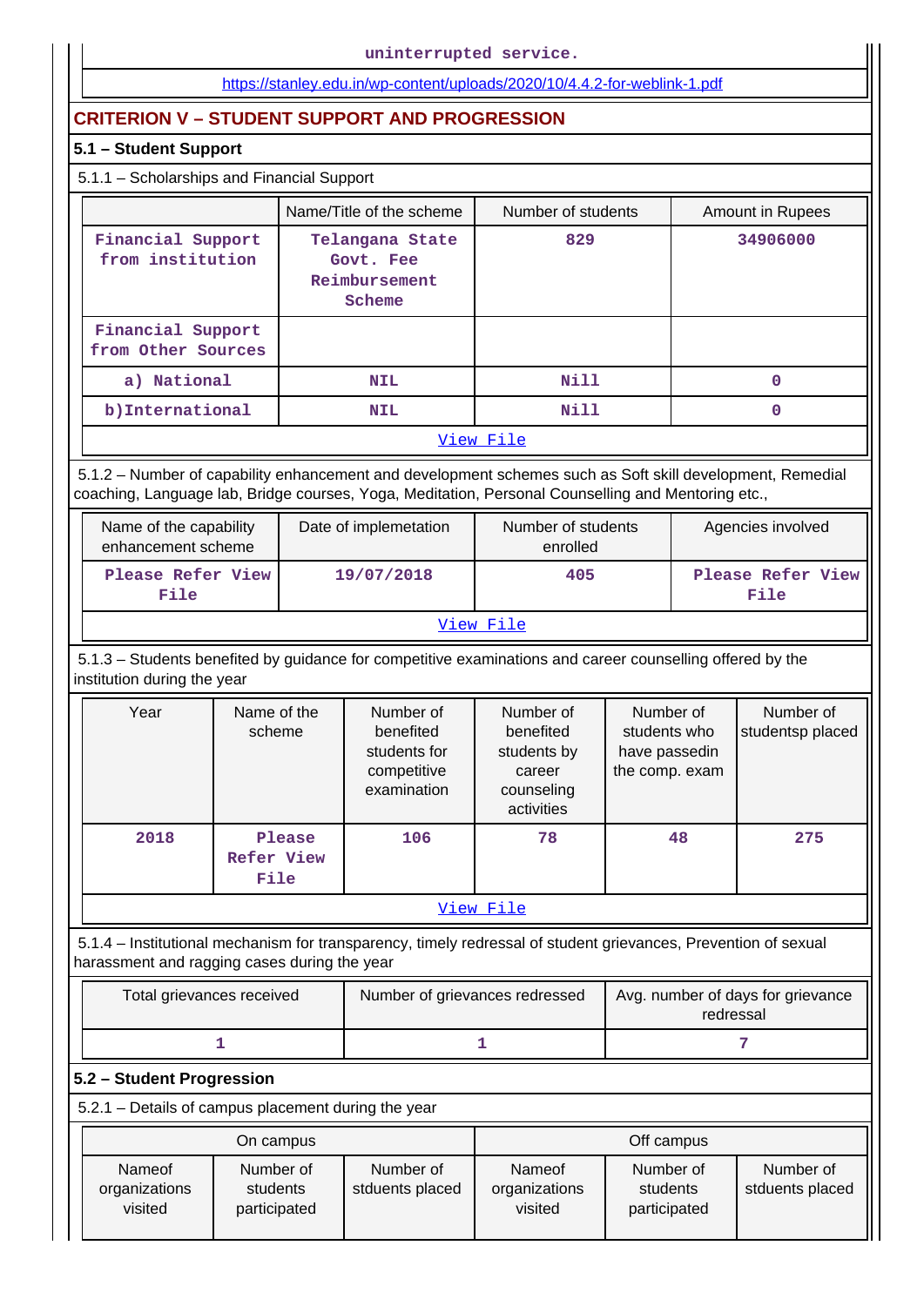uninterrupted service.

https://stanley.edu.in/wp-content/uploads/2020/10/4.4.2-for-weblink-1.pdf

## CRITERION V – STUDENT SUPPORT AND PROGRESSION

### 5.1 – Student Support

5.1.1 – Scholarships and Financial Support

| | Name/Title of the scheme | Number of students | Amount in Rupees |
|---|---|---|---|
| Financial Support from institution | Telangana State Govt. Fee Reimbursement Scheme | 829 | 34906000 |
| Financial Support from Other Sources | | | |
| a) National | NIL | Nill | 0 |
| b)International | NIL | Nill | 0 |
| View File | | | |

5.1.2 – Number of capability enhancement and development schemes such as Soft skill development, Remedial coaching, Language lab, Bridge courses, Yoga, Meditation, Personal Counselling and Mentoring etc.,

| Name of the capability enhancement scheme | Date of implemetation | Number of students enrolled | Agencies involved |
|---|---|---|---|
| Please Refer View File | 19/07/2018 | 405 | Please Refer View File |
| View File | | | |

5.1.3 – Students benefited by guidance for competitive examinations and career counselling offered by the institution during the year

| Year | Name of the scheme | Number of benefited students for competitive examination | Number of benefited students by career counseling activities | Number of students who have passedin the comp. exam | Number of studentsp placed |
|---|---|---|---|---|---|
| 2018 | Please Refer View File | 106 | 78 | 48 | 275 |
| View File | | | | | |

5.1.4 – Institutional mechanism for transparency, timely redressal of student grievances, Prevention of sexual harassment and ragging cases during the year

| Total grievances received | Number of grievances redressed | Avg. number of days for grievance redressal |
|---|---|---|
| 1 | 1 | 7 |

### 5.2 – Student Progression

5.2.1 – Details of campus placement during the year

| On campus | | | Off campus | | |
|---|---|---|---|---|---|
| Nameof organizations visited | Number of students participated | Number of stduents placed | Nameof organizations visited | Number of students participated | Number of stduents placed |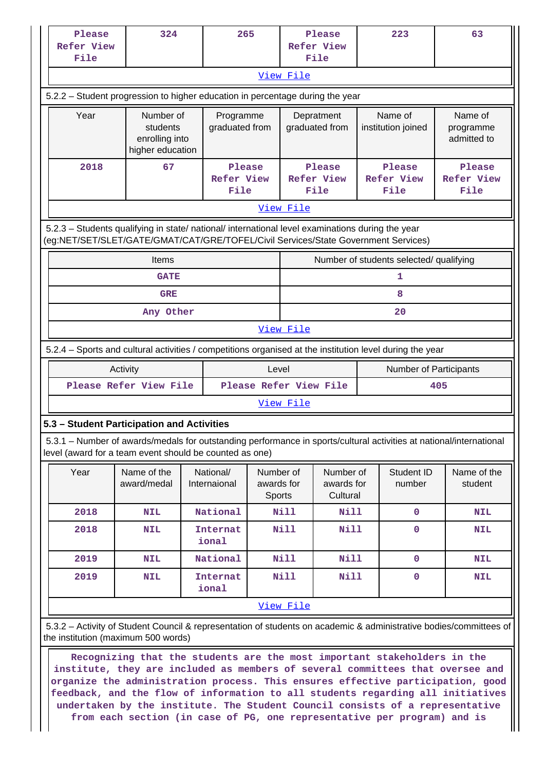| Please Refer View File | 324 | 265 | Please Refer View File | 223 | 63 |
|---|---|---|---|---|---|

View File

5.2.2 – Student progression to higher education in percentage during the year

| Year | Number of students enrolling into higher education | Programme graduated from | Depratment graduated from | Name of institution joined | Name of programme admitted to |
|---|---|---|---|---|---|
| 2018 | 67 | Please Refer View File | Please Refer View File | Please Refer View File | Please Refer View File |

View File

5.2.3 – Students qualifying in state/ national/ international level examinations during the year (eg:NET/SET/SLET/GATE/GMAT/CAT/GRE/TOFEL/Civil Services/State Government Services)

| Items | Number of students selected/ qualifying |
|---|---|
| GATE | 1 |
| GRE | 8 |
| Any Other | 20 |

View File

5.2.4 – Sports and cultural activities / competitions organised at the institution level during the year

| Activity | Level | Number of Participants |
|---|---|---|
| Please Refer View File | Please Refer View File | 405 |

View File

**5.3 – Student Participation and Activities**

5.3.1 – Number of awards/medals for outstanding performance in sports/cultural activities at national/international level (award for a team event should be counted as one)

| Year | Name of the award/medal | National/ Internaional | Number of awards for Sports | Number of awards for Cultural | Student ID number | Name of the student |
|---|---|---|---|---|---|---|
| 2018 | NIL | National | Nill | Nill | 0 | NIL |
| 2018 | NIL | International | Nill | Nill | 0 | NIL |
| 2019 | NIL | National | Nill | Nill | 0 | NIL |
| 2019 | NIL | International | Nill | Nill | 0 | NIL |

View File

5.3.2 – Activity of Student Council & representation of students on academic & administrative bodies/committees of the institution (maximum 500 words)

Recognizing that the students are the most important stakeholders in the institute, they are included as members of several committees that oversee and organize the administration process. This ensures effective participation, good feedback, and the flow of information to all students regarding all initiatives undertaken by the institute. The Student Council consists of a representative from each section (in case of PG, one representative per program) and is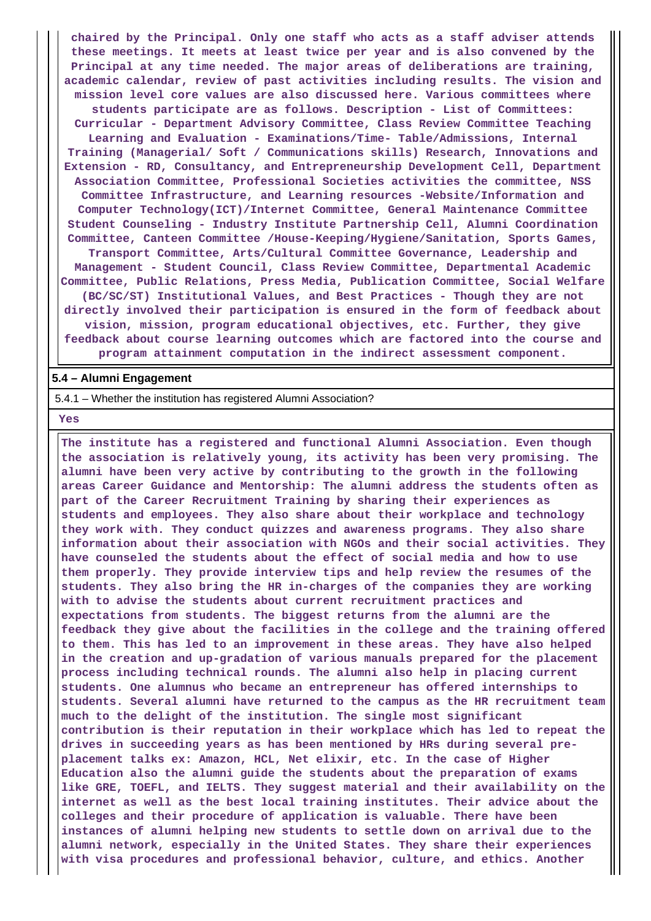**chaired by the Principal. Only one staff who acts as a staff adviser attends these meetings. It meets at least twice per year and is also convened by the Principal at any time needed. The major areas of deliberations are training, academic calendar, review of past activities including results. The vision and mission level core values are also discussed here. Various committees where students participate are as follows. Description - List of Committees: Curricular - Department Advisory Committee, Class Review Committee Teaching Learning and Evaluation - Examinations/Time- Table/Admissions, Internal Training (Managerial/ Soft / Communications skills) Research, Innovations and Extension - RD, Consultancy, and Entrepreneurship Development Cell, Department Association Committee, Professional Societies activities the committee, NSS Committee Infrastructure, and Learning resources -Website/Information and Computer Technology(ICT)/Internet Committee, General Maintenance Committee Student Counseling - Industry Institute Partnership Cell, Alumni Coordination Committee, Canteen Committee /House-Keeping/Hygiene/Sanitation, Sports Games, Transport Committee, Arts/Cultural Committee Governance, Leadership and Management - Student Council, Class Review Committee, Departmental Academic Committee, Public Relations, Press Media, Publication Committee, Social Welfare (BC/SC/ST) Institutional Values, and Best Practices - Though they are not directly involved their participation is ensured in the form of feedback about vision, mission, program educational objectives, etc. Further, they give feedback about course learning outcomes which are factored into the course and program attainment computation in the indirect assessment component.**

**5.4 – Alumni Engagement**

5.4.1 – Whether the institution has registered Alumni Association?

**Yes**

**The institute has a registered and functional Alumni Association. Even though the association is relatively young, its activity has been very promising. The alumni have been very active by contributing to the growth in the following areas Career Guidance and Mentorship: The alumni address the students often as part of the Career Recruitment Training by sharing their experiences as students and employees. They also share about their workplace and technology they work with. They conduct quizzes and awareness programs. They also share information about their association with NGOs and their social activities. They have counseled the students about the effect of social media and how to use them properly. They provide interview tips and help review the resumes of the students. They also bring the HR in-charges of the companies they are working with to advise the students about current recruitment practices and expectations from students. The biggest returns from the alumni are the feedback they give about the facilities in the college and the training offered to them. This has led to an improvement in these areas. They have also helped in the creation and up-gradation of various manuals prepared for the placement process including technical rounds. The alumni also help in placing current students. One alumnus who became an entrepreneur has offered internships to students. Several alumni have returned to the campus as the HR recruitment team much to the delight of the institution. The single most significant contribution is their reputation in their workplace which has led to repeat the drives in succeeding years as has been mentioned by HRs during several pre-placement talks ex: Amazon, HCL, Net elixir, etc. In the case of Higher Education also the alumni guide the students about the preparation of exams like GRE, TOEFL, and IELTS. They suggest material and their availability on the internet as well as the best local training institutes. Their advice about the colleges and their procedure of application is valuable. There have been instances of alumni helping new students to settle down on arrival due to the alumni network, especially in the United States. They share their experiences with visa procedures and professional behavior, culture, and ethics. Another**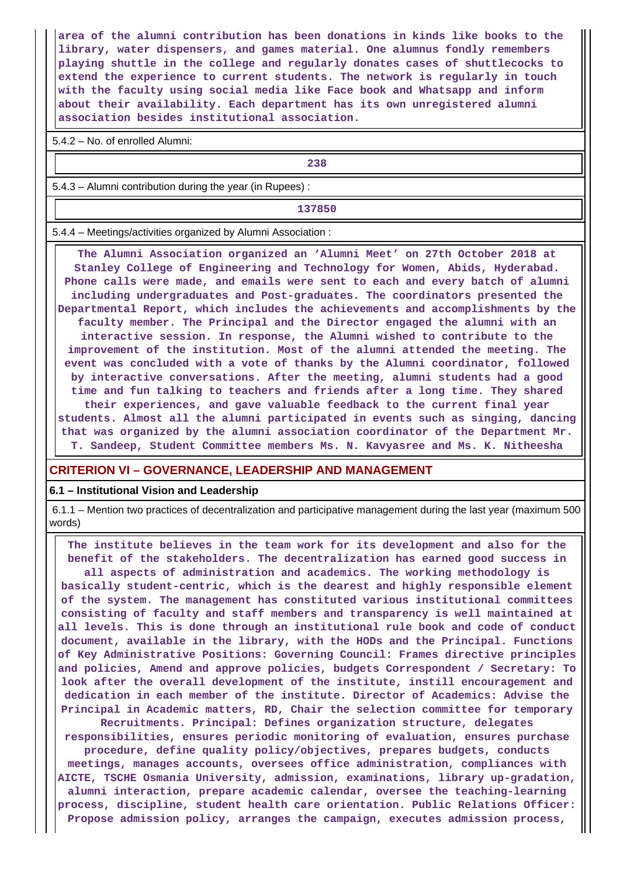**area of the alumni contribution has been donations in kinds like books to the library, water dispensers, and games material. One alumnus fondly remembers playing shuttle in the college and regularly donates cases of shuttlecocks to extend the experience to current students. The network is regularly in touch with the faculty using social media like Face book and Whatsapp and inform about their availability. Each department has its own unregistered alumni association besides institutional association.**

5.4.2 – No. of enrolled Alumni:

| 238 |
|---|

5.4.3 – Alumni contribution during the year (in Rupees) :

| 137850 |
|---|

5.4.4 – Meetings/activities organized by Alumni Association :

**The Alumni Association organized an 'Alumni Meet' on 27th October 2018 at Stanley College of Engineering and Technology for Women, Abids, Hyderabad. Phone calls were made, and emails were sent to each and every batch of alumni including undergraduates and Post-graduates. The coordinators presented the Departmental Report, which includes the achievements and accomplishments by the faculty member. The Principal and the Director engaged the alumni with an interactive session. In response, the Alumni wished to contribute to the improvement of the institution. Most of the alumni attended the meeting. The event was concluded with a vote of thanks by the Alumni coordinator, followed by interactive conversations. After the meeting, alumni students had a good time and fun talking to teachers and friends after a long time. They shared their experiences, and gave valuable feedback to the current final year students. Almost all the alumni participated in events such as singing, dancing that was organized by the alumni association coordinator of the Department Mr. T. Sandeep, Student Committee members Ms. N. Kavyasree and Ms. K. Nitheesha**

## CRITERION VI – GOVERNANCE, LEADERSHIP AND MANAGEMENT

### 6.1 – Institutional Vision and Leadership

6.1.1 – Mention two practices of decentralization and participative management during the last year (maximum 500 words)

**The institute believes in the team work for its development and also for the benefit of the stakeholders. The decentralization has earned good success in all aspects of administration and academics. The working methodology is basically student-centric, which is the dearest and highly responsible element of the system. The management has constituted various institutional committees consisting of faculty and staff members and transparency is well maintained at all levels. This is done through an institutional rule book and code of conduct document, available in the library, with the HODs and the Principal. Functions of Key Administrative Positions: Governing Council: Frames directive principles and policies, Amend and approve policies, budgets Correspondent / Secretary: To look after the overall development of the institute, instill encouragement and dedication in each member of the institute. Director of Academics: Advise the Principal in Academic matters, RD, Chair the selection committee for temporary Recruitments. Principal: Defines organization structure, delegates responsibilities, ensures periodic monitoring of evaluation, ensures purchase procedure, define quality policy/objectives, prepares budgets, conducts meetings, manages accounts, oversees office administration, compliances with AICTE, TSCHE Osmania University, admission, examinations, library up-gradation, alumni interaction, prepare academic calendar, oversee the teaching-learning process, discipline, student health care orientation. Public Relations Officer: Propose admission policy, arranges the campaign, executes admission process,**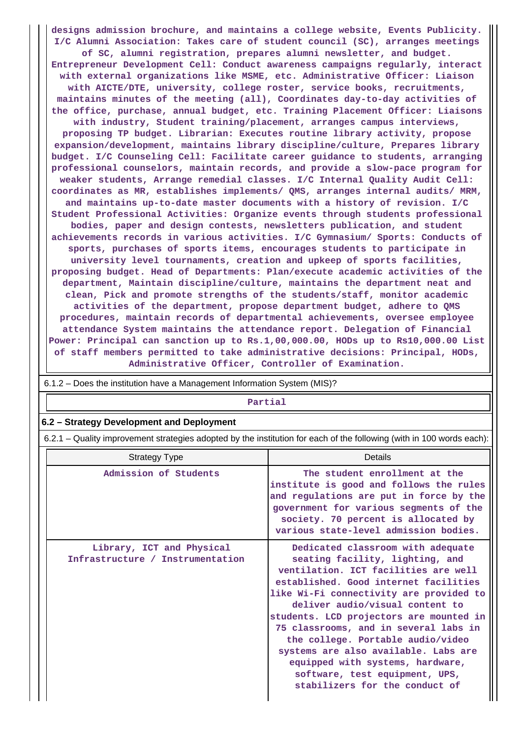designs admission brochure, and maintains a college website, Events Publicity. I/C Alumni Association: Takes care of student council (SC), arranges meetings of SC, alumni registration, prepares alumni newsletter, and budget. Entrepreneur Development Cell: Conduct awareness campaigns regularly, interact with external organizations like MSME, etc. Administrative Officer: Liaison with AICTE/DTE, university, college roster, service books, recruitments, maintains minutes of the meeting (all), Coordinates day-to-day activities of the office, purchase, annual budget, etc. Training Placement Officer: Liaisons with industry, Student training/placement, arranges campus interviews, proposing TP budget. Librarian: Executes routine library activity, propose expansion/development, maintains library discipline/culture, Prepares library budget. I/C Counseling Cell: Facilitate career guidance to students, arranging professional counselors, maintain records, and provide a slow-pace program for weaker students, Arrange remedial classes. I/C Internal Quality Audit Cell: coordinates as MR, establishes implements/ QMS, arranges internal audits/ MRM, and maintains up-to-date master documents with a history of revision. I/C Student Professional Activities: Organize events through students professional bodies, paper and design contests, newsletters publication, and student achievements records in various activities. I/C Gymnasium/ Sports: Conducts of sports, purchases of sports items, encourages students to participate in university level tournaments, creation and upkeep of sports facilities, proposing budget. Head of Departments: Plan/execute academic activities of the department, Maintain discipline/culture, maintains the department neat and clean, Pick and promote strengths of the students/staff, monitor academic activities of the department, propose department budget, adhere to QMS procedures, maintain records of departmental achievements, oversee employee attendance System maintains the attendance report. Delegation of Financial Power: Principal can sanction up to Rs.1,00,000.00, HODs up to Rs10,000.00 List of staff members permitted to take administrative decisions: Principal, HODs, Administrative Officer, Controller of Examination.

6.1.2 – Does the institution have a Management Information System (MIS)?

Partial

## 6.2 – Strategy Development and Deployment

6.2.1 – Quality improvement strategies adopted by the institution for each of the following (with in 100 words each):

| Strategy Type | Details |
|---|---|
| Admission of Students | The student enrollment at the institute is good and follows the rules and regulations are put in force by the government for various segments of the society. 70 percent is allocated by various state-level admission bodies. |
| Library, ICT and Physical Infrastructure / Instrumentation | Dedicated classroom with adequate seating facility, lighting, and ventilation. ICT facilities are well established. Good internet facilities like Wi-Fi connectivity are provided to deliver audio/visual content to students. LCD projectors are mounted in 75 classrooms, and in several labs in the college. Portable audio/video systems are also available. Labs are equipped with systems, hardware, software, test equipment, UPS, stabilizers for the conduct of |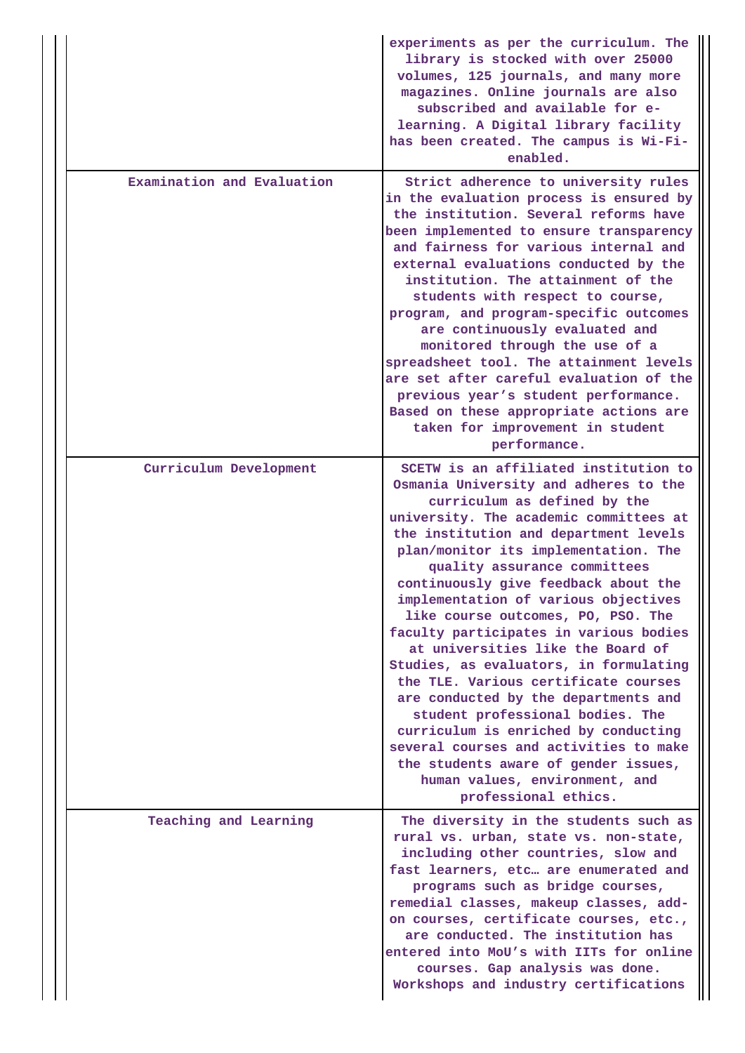| | |
|---|---|
| | experiments as per the curriculum. The library is stocked with over 25000 volumes, 125 journals, and many more magazines. Online journals are also subscribed and available for e-learning. A Digital library facility has been created. The campus is Wi-Fi-enabled. |
| Examination and Evaluation | Strict adherence to university rules in the evaluation process is ensured by the institution. Several reforms have been implemented to ensure transparency and fairness for various internal and external evaluations conducted by the institution. The attainment of the students with respect to course, program, and program-specific outcomes are continuously evaluated and monitored through the use of a spreadsheet tool. The attainment levels are set after careful evaluation of the previous year's student performance. Based on these appropriate actions are taken for improvement in student performance. |
| Curriculum Development | SCETW is an affiliated institution to Osmania University and adheres to the curriculum as defined by the university. The academic committees at the institution and department levels plan/monitor its implementation. The quality assurance committees continuously give feedback about the implementation of various objectives like course outcomes, PO, PSO. The faculty participates in various bodies at universities like the Board of Studies, as evaluators, in formulating the TLE. Various certificate courses are conducted by the departments and student professional bodies. The curriculum is enriched by conducting several courses and activities to make the students aware of gender issues, human values, environment, and professional ethics. |
| Teaching and Learning | The diversity in the students such as rural vs. urban, state vs. non-state, including other countries, slow and fast learners, etc… are enumerated and programs such as bridge courses, remedial classes, makeup classes, add-on courses, certificate courses, etc., are conducted. The institution has entered into MoU's with IITs for online courses. Gap analysis was done. Workshops and industry certifications |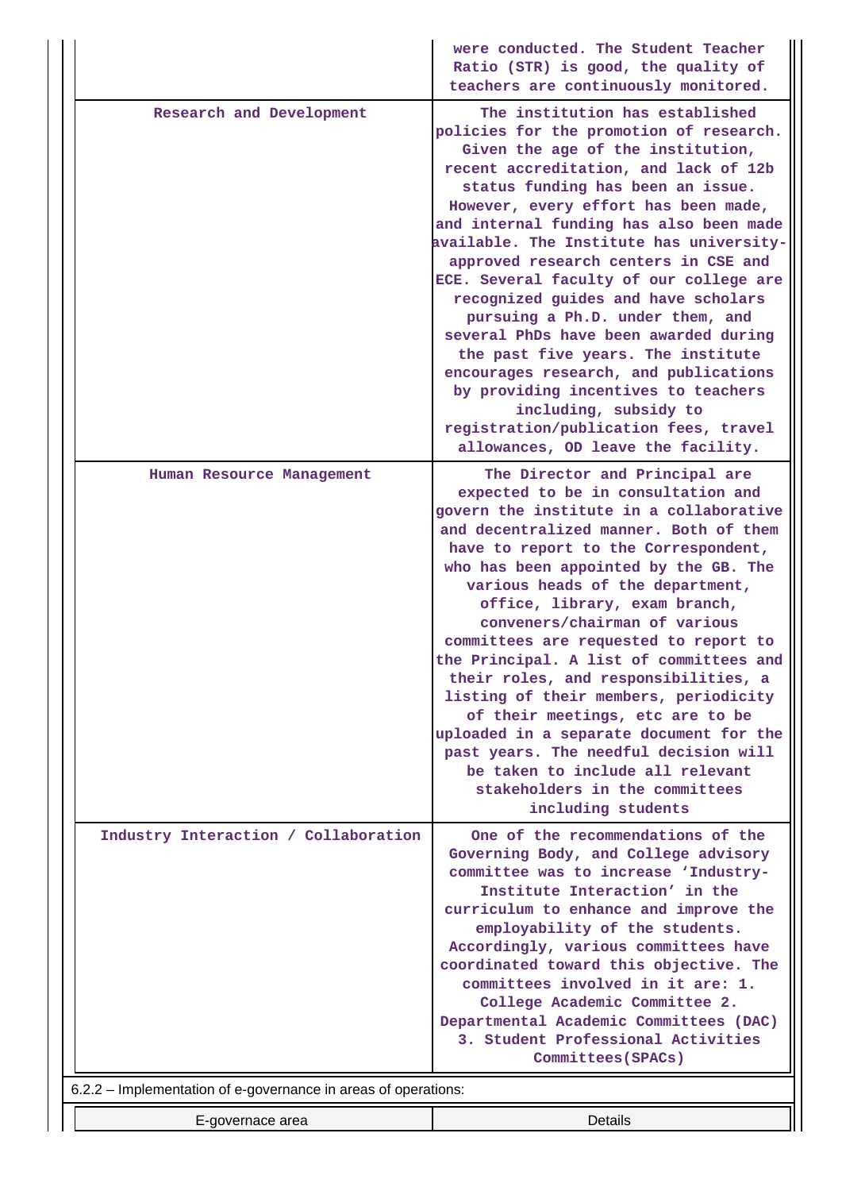| | |
|---|---|
| | were conducted. The Student Teacher Ratio (STR) is good, the quality of teachers are continuously monitored. |
| Research and Development | The institution has established policies for the promotion of research. Given the age of the institution, recent accreditation, and lack of 12b status funding has been an issue. However, every effort has been made, and internal funding has also been made available. The Institute has university-approved research centers in CSE and ECE. Several faculty of our college are recognized guides and have scholars pursuing a Ph.D. under them, and several PhDs have been awarded during the past five years. The institute encourages research, and publications by providing incentives to teachers including, subsidy to registration/publication fees, travel allowances, OD leave the facility. |
| Human Resource Management | The Director and Principal are expected to be in consultation and govern the institute in a collaborative and decentralized manner. Both of them have to report to the Correspondent, who has been appointed by the GB. The various heads of the department, office, library, exam branch, conveners/chairman of various committees are requested to report to the Principal. A list of committees and their roles, and responsibilities, a listing of their members, periodicity of their meetings, etc are to be uploaded in a separate document for the past years. The needful decision will be taken to include all relevant stakeholders in the committees including students |
| Industry Interaction / Collaboration | One of the recommendations of the Governing Body, and College advisory committee was to increase 'Industry-Institute Interaction' in the curriculum to enhance and improve the employability of the students. Accordingly, various committees have coordinated toward this objective. The committees involved in it are: 1. College Academic Committee 2. Departmental Academic Committees (DAC) 3. Student Professional Activities Committees(SPACs) |

6.2.2 – Implementation of e-governance in areas of operations:

| E-governace area | Details |
|---|---|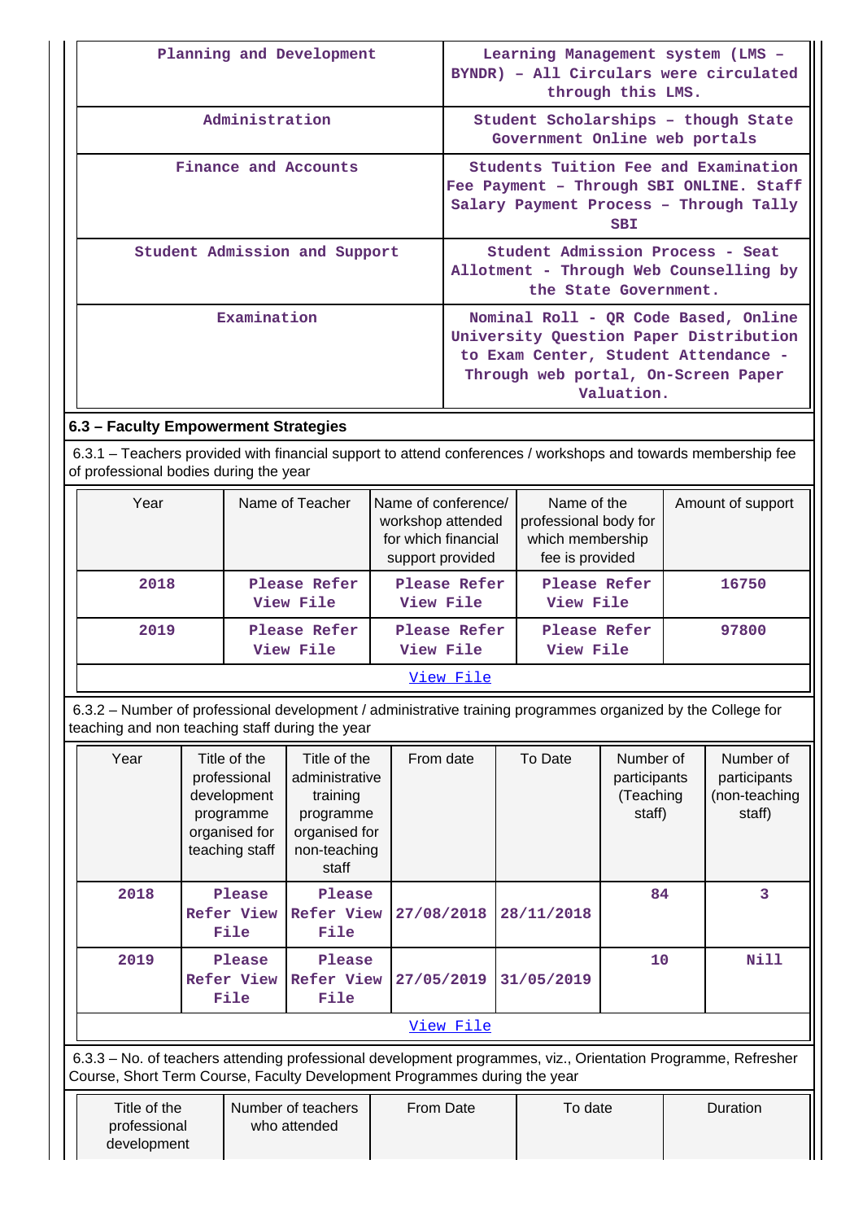| Planning and Development | Learning Management system (LMS – BYNDR) – All Circulars were circulated through this LMS. |
|---|---|
| Administration | Student Scholarships – though State Government Online web portals |
| Finance and Accounts | Students Tuition Fee and Examination Fee Payment – Through SBI ONLINE. Staff Salary Payment Process – Through Tally SBI |
| Student Admission and Support | Student Admission Process - Seat Allotment - Through Web Counselling by the State Government. |
| Examination | Nominal Roll - QR Code Based, Online University Question Paper Distribution to Exam Center, Student Attendance - Through web portal, On-Screen Paper Valuation. |

## 6.3 – Faculty Empowerment Strategies

6.3.1 – Teachers provided with financial support to attend conferences / workshops and towards membership fee of professional bodies during the year

| Year | Name of Teacher | Name of conference/ workshop attended for which financial support provided | Name of the professional body for which membership fee is provided | Amount of support |
|---|---|---|---|---|
| 2018 | Please Refer View File | Please Refer View File | Please Refer View File | 16750 |
| 2019 | Please Refer View File | Please Refer View File | Please Refer View File | 97800 |

View File

6.3.2 – Number of professional development / administrative training programmes organized by the College for teaching and non teaching staff during the year

| Year | Title of the professional development programme organised for teaching staff | Title of the administrative training programme organised for non-teaching staff | From date | To Date | Number of participants (Teaching staff) | Number of participants (non-teaching staff) |
|---|---|---|---|---|---|---|
| 2018 | Please Refer View File | Please Refer View File | 27/08/2018 | 28/11/2018 | 84 | 3 |
| 2019 | Please Refer View File | Please Refer View File | 27/05/2019 | 31/05/2019 | 10 | Nill |

View File

6.3.3 – No. of teachers attending professional development programmes, viz., Orientation Programme, Refresher Course, Short Term Course, Faculty Development Programmes during the year

| Title of the professional development | Number of teachers who attended | From Date | To date | Duration |
|---|---|---|---|---|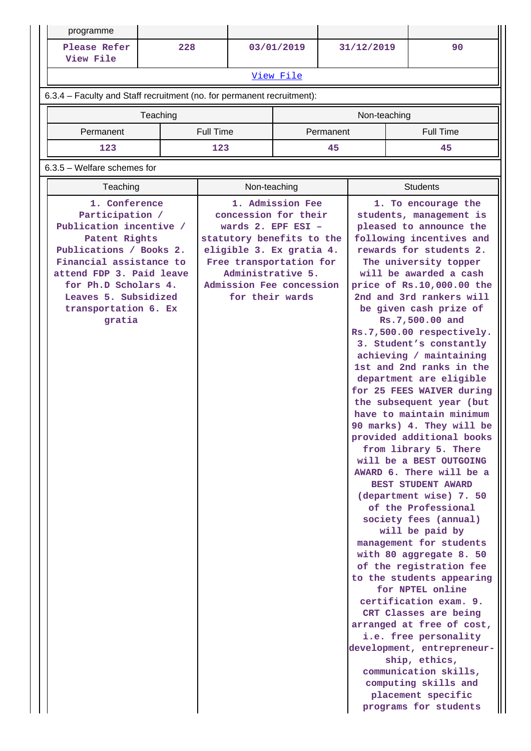| programme | | | | |
|---|---|---|---|---|
| Please Refer View File | 228 | 03/01/2019 | 31/12/2019 | 90 |
| View File | | | | |

6.3.4 – Faculty and Staff recruitment (no. for permanent recruitment):

| Teaching | | Non-teaching | |
|---|---|---|---|
| Permanent | Full Time | Permanent | Full Time |
| 123 | 123 | 45 | 45 |

6.3.5 – Welfare schemes for

| Teaching | Non-teaching | Students |
|---|---|---|
| 1. Conference Participation / Publication incentive / Patent Rights Publications / Books 2. Financial assistance to attend FDP 3. Paid leave for Ph.D Scholars 4. Leaves 5. Subsidized transportation 6. Ex gratia | 1. Admission Fee concession for their wards 2. EPF ESI – statutory benefits to the eligible 3. Ex gratia 4. Free transportation for Administrative 5. Admission Fee concession for their wards | 1. To encourage the students, management is pleased to announce the following incentives and rewards for students 2. The university topper will be awarded a cash price of Rs.10,000.00 the 2nd and 3rd rankers will be given cash prize of Rs.7,500.00 and Rs.7,500.00 respectively. 3. Student's constantly achieving / maintaining 1st and 2nd ranks in the department are eligible for 25 FEES WAIVER during the subsequent year (but have to maintain minimum 90 marks) 4. They will be provided additional books from library 5. There will be a BEST OUTGOING AWARD 6. There will be a BEST STUDENT AWARD (department wise) 7. 50 of the Professional society fees (annual) will be paid by management for students with 80 aggregate 8. 50 of the registration fee to the students appearing for NPTEL online certification exam. 9. CRT Classes are being arranged at free of cost, i.e. free personality development, entrepreneur-ship, ethics, communication skills, computing skills and placement specific programs for students |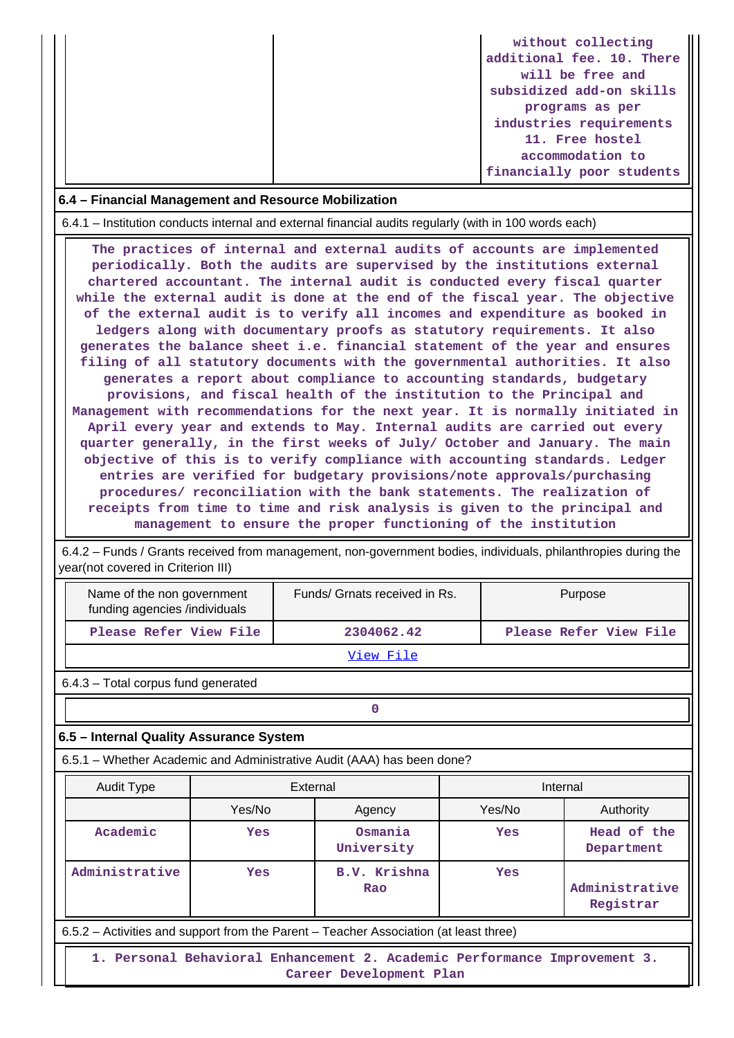| | | without collecting additional fee. 10. There will be free and subsidized add-on skills programs as per industries requirements 11. Free hostel accommodation to financially poor students |
|---|---|---|

**6.4 – Financial Management and Resource Mobilization**

6.4.1 – Institution conducts internal and external financial audits regularly (with in 100 words each)

The practices of internal and external audits of accounts are implemented periodically. Both the audits are supervised by the institutions external chartered accountant. The internal audit is conducted every fiscal quarter while the external audit is done at the end of the fiscal year. The objective of the external audit is to verify all incomes and expenditure as booked in ledgers along with documentary proofs as statutory requirements. It also generates the balance sheet i.e. financial statement of the year and ensures filing of all statutory documents with the governmental authorities. It also generates a report about compliance to accounting standards, budgetary provisions, and fiscal health of the institution to the Principal and Management with recommendations for the next year. It is normally initiated in April every year and extends to May. Internal audits are carried out every quarter generally, in the first weeks of July/ October and January. The main objective of this is to verify compliance with accounting standards. Ledger entries are verified for budgetary provisions/note approvals/purchasing procedures/ reconciliation with the bank statements. The realization of receipts from time to time and risk analysis is given to the principal and management to ensure the proper functioning of the institution

6.4.2 – Funds / Grants received from management, non-government bodies, individuals, philanthropies during the year(not covered in Criterion III)

| Name of the non government funding agencies /individuals | Funds/ Grnats received in Rs. | Purpose |
|---|---|---|
| Please Refer View File | 2304062.42 | Please Refer View File |

View File

6.4.3 – Total corpus fund generated

0

**6.5 – Internal Quality Assurance System**

6.5.1 – Whether Academic and Administrative Audit (AAA) has been done?

| Audit Type | External | | Internal | |
|---|---|---|---|---|
| | Yes/No | Agency | Yes/No | Authority |
| Academic | Yes | Osmania University | Yes | Head of the Department |
| Administrative | Yes | B.V. Krishna Rao | Yes | Administrative Registrar |

6.5.2 – Activities and support from the Parent – Teacher Association (at least three)

1. Personal Behavioral Enhancement 2. Academic Performance Improvement 3. Career Development Plan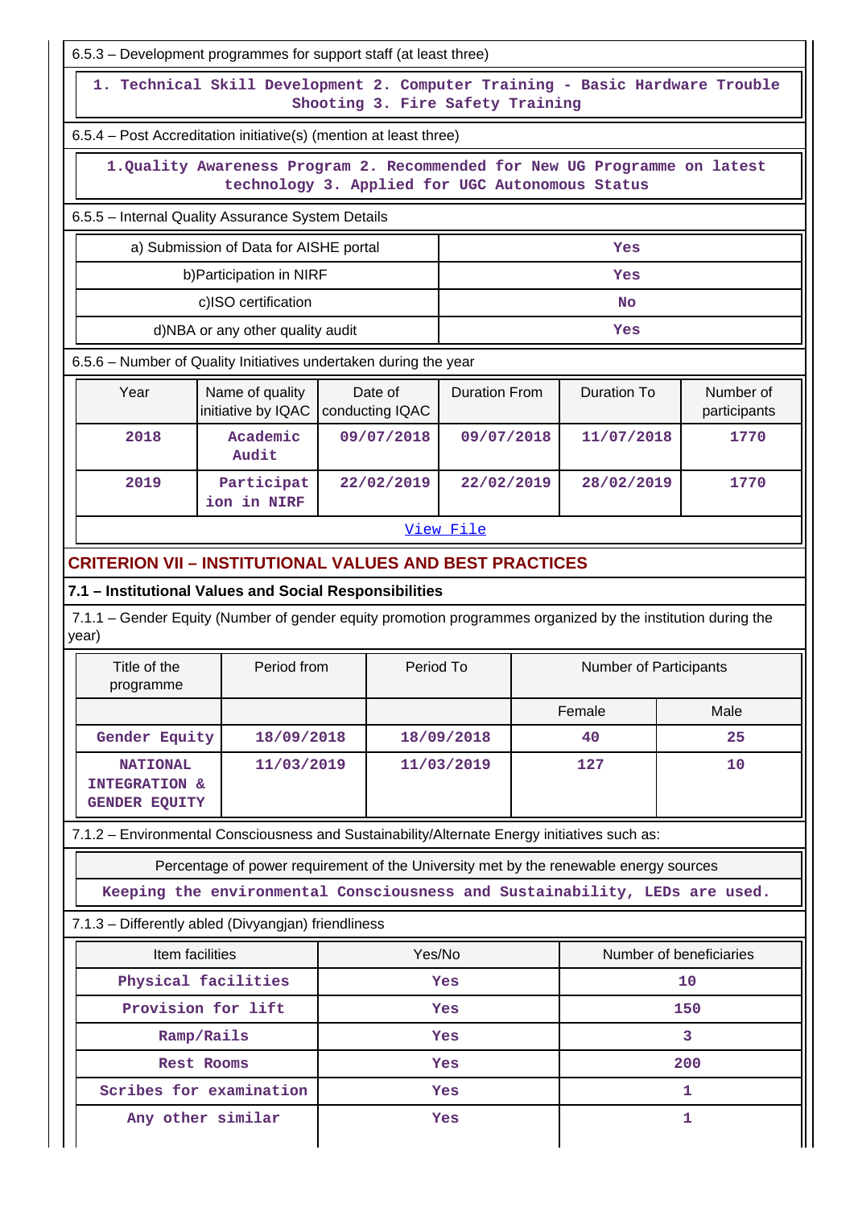6.5.3 – Development programmes for support staff (at least three)

1. Technical Skill Development 2. Computer Training - Basic Hardware Trouble Shooting 3. Fire Safety Training

6.5.4 – Post Accreditation initiative(s) (mention at least three)

1.Quality Awareness Program 2. Recommended for New UG Programme on latest technology 3. Applied for UGC Autonomous Status

6.5.5 – Internal Quality Assurance System Details

| | |
|---|---|
| a) Submission of Data for AISHE portal | Yes |
| b)Participation in NIRF | Yes |
| c)ISO certification | No |
| d)NBA or any other quality audit | Yes |

6.5.6 – Number of Quality Initiatives undertaken during the year

| Year | Name of quality initiative by IQAC | Date of conducting IQAC | Duration From | Duration To | Number of participants |
|---|---|---|---|---|---|
| 2018 | Academic Audit | 09/07/2018 | 09/07/2018 | 11/07/2018 | 1770 |
| 2019 | Participation in NIRF | 22/02/2019 | 22/02/2019 | 28/02/2019 | 1770 |

View File

## CRITERION VII – INSTITUTIONAL VALUES AND BEST PRACTICES

### 7.1 – Institutional Values and Social Responsibilities

7.1.1 – Gender Equity (Number of gender equity promotion programmes organized by the institution during the year)

| Title of the programme | Period from | Period To | Number of Participants | |
|---|---|---|---|---|
| | | | Female | Male |
| Gender Equity | 18/09/2018 | 18/09/2018 | 40 | 25 |
| NATIONAL INTEGRATION & GENDER EQUITY | 11/03/2019 | 11/03/2019 | 127 | 10 |

7.1.2 – Environmental Consciousness and Sustainability/Alternate Energy initiatives such as:

Percentage of power requirement of the University met by the renewable energy sources

Keeping the environmental Consciousness and Sustainability, LEDs are used.

7.1.3 – Differently abled (Divyangjan) friendliness

| Item facilities | Yes/No | Number of beneficiaries |
|---|---|---|
| Physical facilities | Yes | 10 |
| Provision for lift | Yes | 150 |
| Ramp/Rails | Yes | 3 |
| Rest Rooms | Yes | 200 |
| Scribes for examination | Yes | 1 |
| Any other similar | Yes | 1 |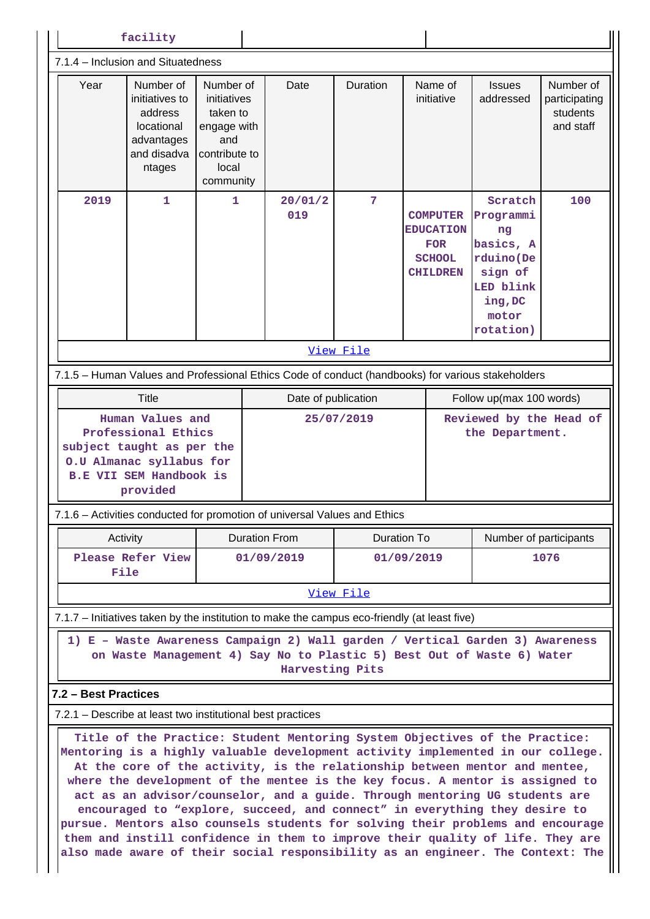| facility | | |
|---|---|---|

7.1.4 – Inclusion and Situatedness

| Year | Number of initiatives to address locational advantages and disadvantages | Number of initiatives taken to engage with and contribute to local community | Date | Duration | Name of initiative | Issues addressed | Number of participating students and staff |
|---|---|---|---|---|---|---|---|
| **2019** | **1** | **1** | **20/01/2019** | **7** | **COMPUTER EDUCATION FOR SCHOOL CHILDREN** | **Scratch Programming basics, Arduino(Design of LED blinking,DC motor rotation)** | **100** |

View File

7.1.5 – Human Values and Professional Ethics Code of conduct (handbooks) for various stakeholders

| Title | Date of publication | Follow up(max 100 words) |
|---|---|---|
| **Human Values and Professional Ethics subject taught as per the O.U Almanac syllabus for B.E VII SEM Handbook is provided** | **25/07/2019** | **Reviewed by the Head of the Department.** |

7.1.6 – Activities conducted for promotion of universal Values and Ethics

| Activity | Duration From | Duration To | Number of participants |
|---|---|---|---|
| **Please Refer View File** | **01/09/2019** | **01/09/2019** | **1076** |

View File

7.1.7 – Initiatives taken by the institution to make the campus eco-friendly (at least five)

**1) E – Waste Awareness Campaign 2) Wall garden / Vertical Garden 3) Awareness on Waste Management 4) Say No to Plastic 5) Best Out of Waste 6) Water Harvesting Pits**

**7.2 – Best Practices**

7.2.1 – Describe at least two institutional best practices

**Title of the Practice: Student Mentoring System Objectives of the Practice: Mentoring is a highly valuable development activity implemented in our college. At the core of the activity, is the relationship between mentor and mentee, where the development of the mentee is the key focus. A mentor is assigned to act as an advisor/counselor, and a guide. Through mentoring UG students are encouraged to "explore, succeed, and connect" in everything they desire to pursue. Mentors also counsels students for solving their problems and encourage them and instill confidence in them to improve their quality of life. They are also made aware of their social responsibility as an engineer. The Context: The**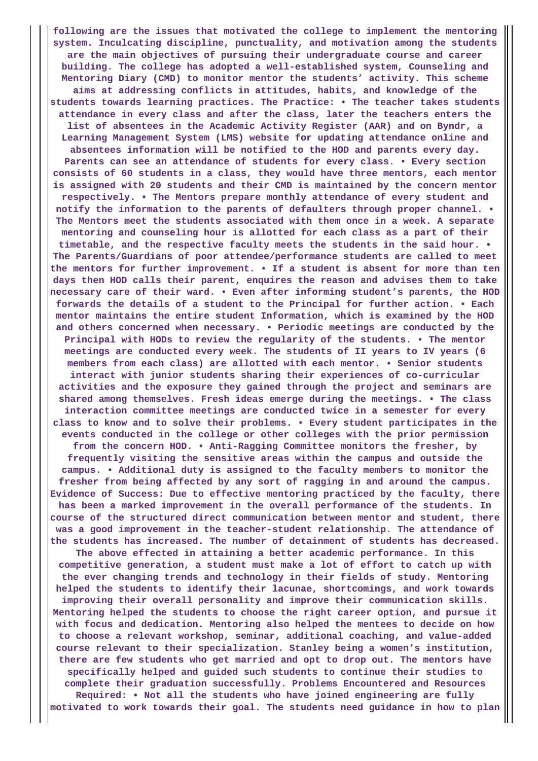following are the issues that motivated the college to implement the mentoring system. Inculcating discipline, punctuality, and motivation among the students are the main objectives of pursuing their undergraduate course and career building. The college has adopted a well-established system, Counseling and Mentoring Diary (CMD) to monitor mentor the students' activity. This scheme aims at addressing conflicts in attitudes, habits, and knowledge of the students towards learning practices. The Practice: • The teacher takes students attendance in every class and after the class, later the teachers enters the list of absentees in the Academic Activity Register (AAR) and on Byndr, a Learning Management System (LMS) website for updating attendance online and absentees information will be notified to the HOD and parents every day. Parents can see an attendance of students for every class. • Every section consists of 60 students in a class, they would have three mentors, each mentor is assigned with 20 students and their CMD is maintained by the concern mentor respectively. • The Mentors prepare monthly attendance of every student and notify the information to the parents of defaulters through proper channel. • The Mentors meet the students associated with them once in a week. A separate mentoring and counseling hour is allotted for each class as a part of their timetable, and the respective faculty meets the students in the said hour. • The Parents/Guardians of poor attendee/performance students are called to meet the mentors for further improvement. • If a student is absent for more than ten days then HOD calls their parent, enquires the reason and advises them to take necessary care of their ward. • Even after informing student's parents, the HOD forwards the details of a student to the Principal for further action. • Each mentor maintains the entire student Information, which is examined by the HOD and others concerned when necessary. • Periodic meetings are conducted by the Principal with HODs to review the regularity of the students. • The mentor meetings are conducted every week. The students of II years to IV years (6 members from each class) are allotted with each mentor. • Senior students interact with junior students sharing their experiences of co-curricular activities and the exposure they gained through the project and seminars are shared among themselves. Fresh ideas emerge during the meetings. • The class interaction committee meetings are conducted twice in a semester for every class to know and to solve their problems. • Every student participates in the events conducted in the college or other colleges with the prior permission from the concern HOD. • Anti-Ragging Committee monitors the fresher, by frequently visiting the sensitive areas within the campus and outside the campus. • Additional duty is assigned to the faculty members to monitor the fresher from being affected by any sort of ragging in and around the campus. Evidence of Success: Due to effective mentoring practiced by the faculty, there has been a marked improvement in the overall performance of the students. In course of the structured direct communication between mentor and student, there was a good improvement in the teacher-student relationship. The attendance of the students has increased. The number of detainment of students has decreased. The above effected in attaining a better academic performance. In this competitive generation, a student must make a lot of effort to catch up with the ever changing trends and technology in their fields of study. Mentoring helped the students to identify their lacunae, shortcomings, and work towards improving their overall personality and improve their communication skills. Mentoring helped the students to choose the right career option, and pursue it with focus and dedication. Mentoring also helped the mentees to decide on how to choose a relevant workshop, seminar, additional coaching, and value-added course relevant to their specialization. Stanley being a women's institution, there are few students who get married and opt to drop out. The mentors have specifically helped and guided such students to continue their studies to complete their graduation successfully. Problems Encountered and Resources Required: • Not all the students who have joined engineering are fully motivated to work towards their goal. The students need guidance in how to plan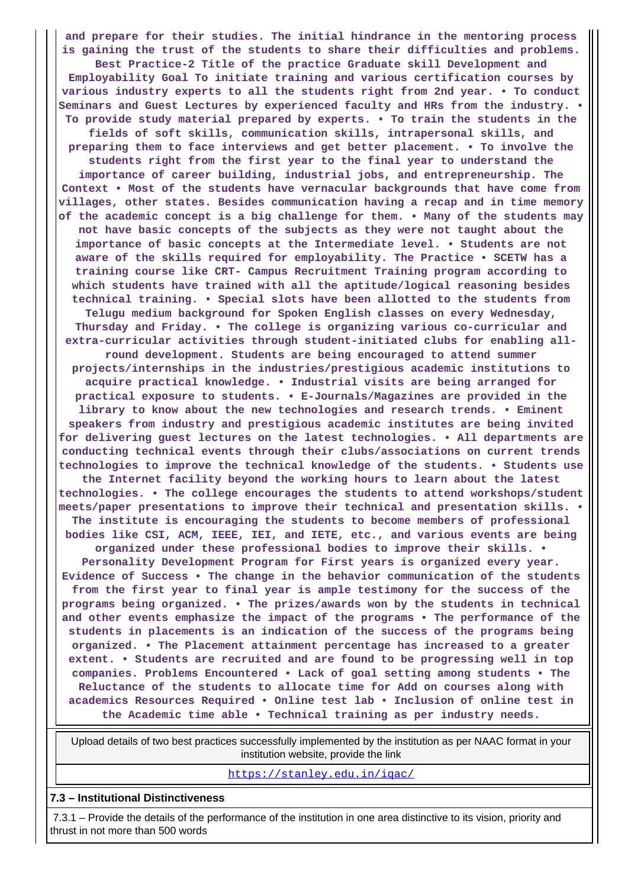**and prepare for their studies. The initial hindrance in the mentoring process is gaining the trust of the students to share their difficulties and problems. Best Practice-2 Title of the practice Graduate skill Development and Employability Goal To initiate training and various certification courses by various industry experts to all the students right from 2nd year. • To conduct Seminars and Guest Lectures by experienced faculty and HRs from the industry. • To provide study material prepared by experts. • To train the students in the fields of soft skills, communication skills, intrapersonal skills, and preparing them to face interviews and get better placement. • To involve the students right from the first year to the final year to understand the importance of career building, industrial jobs, and entrepreneurship. The Context • Most of the students have vernacular backgrounds that have come from villages, other states. Besides communication having a recap and in time memory of the academic concept is a big challenge for them. • Many of the students may not have basic concepts of the subjects as they were not taught about the importance of basic concepts at the Intermediate level. • Students are not aware of the skills required for employability. The Practice • SCETW has a training course like CRT- Campus Recruitment Training program according to which students have trained with all the aptitude/logical reasoning besides technical training. • Special slots have been allotted to the students from Telugu medium background for Spoken English classes on every Wednesday, Thursday and Friday. • The college is organizing various co-curricular and extra-curricular activities through student-initiated clubs for enabling all-round development. Students are being encouraged to attend summer projects/internships in the industries/prestigious academic institutions to acquire practical knowledge. • Industrial visits are being arranged for practical exposure to students. • E-Journals/Magazines are provided in the library to know about the new technologies and research trends. • Eminent speakers from industry and prestigious academic institutes are being invited for delivering guest lectures on the latest technologies. • All departments are conducting technical events through their clubs/associations on current trends technologies to improve the technical knowledge of the students. • Students use the Internet facility beyond the working hours to learn about the latest technologies. • The college encourages the students to attend workshops/student meets/paper presentations to improve their technical and presentation skills. • The institute is encouraging the students to become members of professional bodies like CSI, ACM, IEEE, IEI, and IETE, etc., and various events are being organized under these professional bodies to improve their skills. • Personality Development Program for First years is organized every year. Evidence of Success • The change in the behavior communication of the students from the first year to final year is ample testimony for the success of the programs being organized. • The prizes/awards won by the students in technical and other events emphasize the impact of the programs • The performance of the students in placements is an indication of the success of the programs being organized. • The Placement attainment percentage has increased to a greater extent. • Students are recruited and are found to be progressing well in top companies. Problems Encountered • Lack of goal setting among students • The Reluctance of the students to allocate time for Add on courses along with academics Resources Required • Online test lab • Inclusion of online test in the Academic time able • Technical training as per industry needs.**

| Upload details of two best practices successfully implemented by the institution as per NAAC format in your institution website, provide the link |
|---|
| https://stanley.edu.in/iqac/ |

**7.3 – Institutional Distinctiveness**

7.3.1 – Provide the details of the performance of the institution in one area distinctive to its vision, priority and thrust in not more than 500 words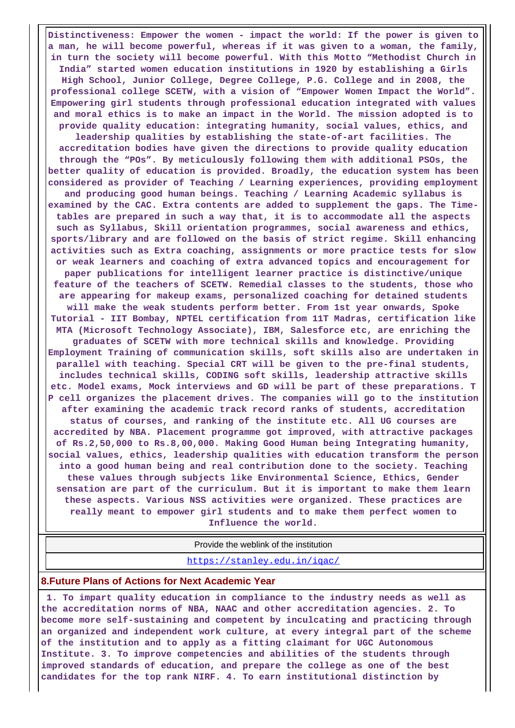**Distinctiveness: Empower the women - impact the world: If the power is given to a man, he will become powerful, whereas if it was given to a woman, the family, in turn the society will become powerful. With this Motto "Methodist Church in India" started women education institutions in 1920 by establishing a Girls High School, Junior College, Degree College, P.G. College and in 2008, the professional college SCETW, with a vision of "Empower Women Impact the World". Empowering girl students through professional education integrated with values and moral ethics is to make an impact in the World. The mission adopted is to provide quality education: integrating humanity, social values, ethics, and leadership qualities by establishing the state-of-art facilities. The accreditation bodies have given the directions to provide quality education through the "POs". By meticulously following them with additional PSOs, the better quality of education is provided. Broadly, the education system has been considered as provider of Teaching / Learning experiences, providing employment and producing good human beings. Teaching / Learning Academic syllabus is examined by the CAC. Extra contents are added to supplement the gaps. The Time-tables are prepared in such a way that, it is to accommodate all the aspects such as Syllabus, Skill orientation programmes, social awareness and ethics, sports/library and are followed on the basis of strict regime. Skill enhancing activities such as Extra coaching, assignments or more practice tests for slow or weak learners and coaching of extra advanced topics and encouragement for paper publications for intelligent learner practice is distinctive/unique feature of the teachers of SCETW. Remedial classes to the students, those who are appearing for makeup exams, personalized coaching for detained students will make the weak students perform better. From 1st year onwards, Spoke Tutorial - IIT Bombay, NPTEL certification from 11T Madras, certification like MTA (Microsoft Technology Associate), IBM, Salesforce etc, are enriching the graduates of SCETW with more technical skills and knowledge. Providing Employment Training of communication skills, soft skills also are undertaken in parallel with teaching. Special CRT will be given to the pre-final students, includes technical skills, CODING soft skills, leadership attractive skills etc. Model exams, Mock interviews and GD will be part of these preparations. T P cell organizes the placement drives. The companies will go to the institution after examining the academic track record ranks of students, accreditation status of courses, and ranking of the institute etc. All UG courses are accredited by NBA. Placement programme got improved, with attractive packages of Rs.2,50,000 to Rs.8,00,000. Making Good Human being Integrating humanity, social values, ethics, leadership qualities with education transform the person into a good human being and real contribution done to the society. Teaching these values through subjects like Environmental Science, Ethics, Gender sensation are part of the curriculum. But it is important to make them learn these aspects. Various NSS activities were organized. These practices are really meant to empower girl students and to make them perfect women to Influence the world.**

| Provide the weblink of the institution |
|---|
| https://stanley.edu.in/iqac/ |

## 8.Future Plans of Actions for Next Academic Year

**1. To impart quality education in compliance to the industry needs as well as the accreditation norms of NBA, NAAC and other accreditation agencies. 2. To become more self-sustaining and competent by inculcating and practicing through an organized and independent work culture, at every integral part of the scheme of the institution and to apply as a fitting claimant for UGC Autonomous Institute. 3. To improve competencies and abilities of the students through improved standards of education, and prepare the college as one of the best candidates for the top rank NIRF. 4. To earn institutional distinction by**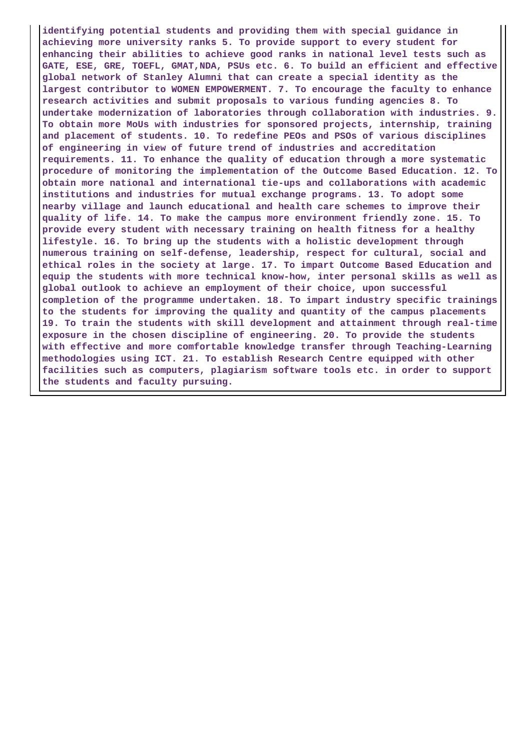**identifying potential students and providing them with special guidance in achieving more university ranks 5. To provide support to every student for enhancing their abilities to achieve good ranks in national level tests such as GATE, ESE, GRE, TOEFL, GMAT,NDA, PSUs etc. 6. To build an efficient and effective global network of Stanley Alumni that can create a special identity as the largest contributor to WOMEN EMPOWERMENT. 7. To encourage the faculty to enhance research activities and submit proposals to various funding agencies 8. To undertake modernization of laboratories through collaboration with industries. 9. To obtain more MoUs with industries for sponsored projects, internship, training and placement of students. 10. To redefine PEOs and PSOs of various disciplines of engineering in view of future trend of industries and accreditation requirements. 11. To enhance the quality of education through a more systematic procedure of monitoring the implementation of the Outcome Based Education. 12. To obtain more national and international tie-ups and collaborations with academic institutions and industries for mutual exchange programs. 13. To adopt some nearby village and launch educational and health care schemes to improve their quality of life. 14. To make the campus more environment friendly zone. 15. To provide every student with necessary training on health fitness for a healthy lifestyle. 16. To bring up the students with a holistic development through numerous training on self-defense, leadership, respect for cultural, social and ethical roles in the society at large. 17. To impart Outcome Based Education and equip the students with more technical know-how, inter personal skills as well as global outlook to achieve an employment of their choice, upon successful completion of the programme undertaken. 18. To impart industry specific trainings to the students for improving the quality and quantity of the campus placements 19. To train the students with skill development and attainment through real-time exposure in the chosen discipline of engineering. 20. To provide the students with effective and more comfortable knowledge transfer through Teaching-Learning methodologies using ICT. 21. To establish Research Centre equipped with other facilities such as computers, plagiarism software tools etc. in order to support the students and faculty pursuing.**